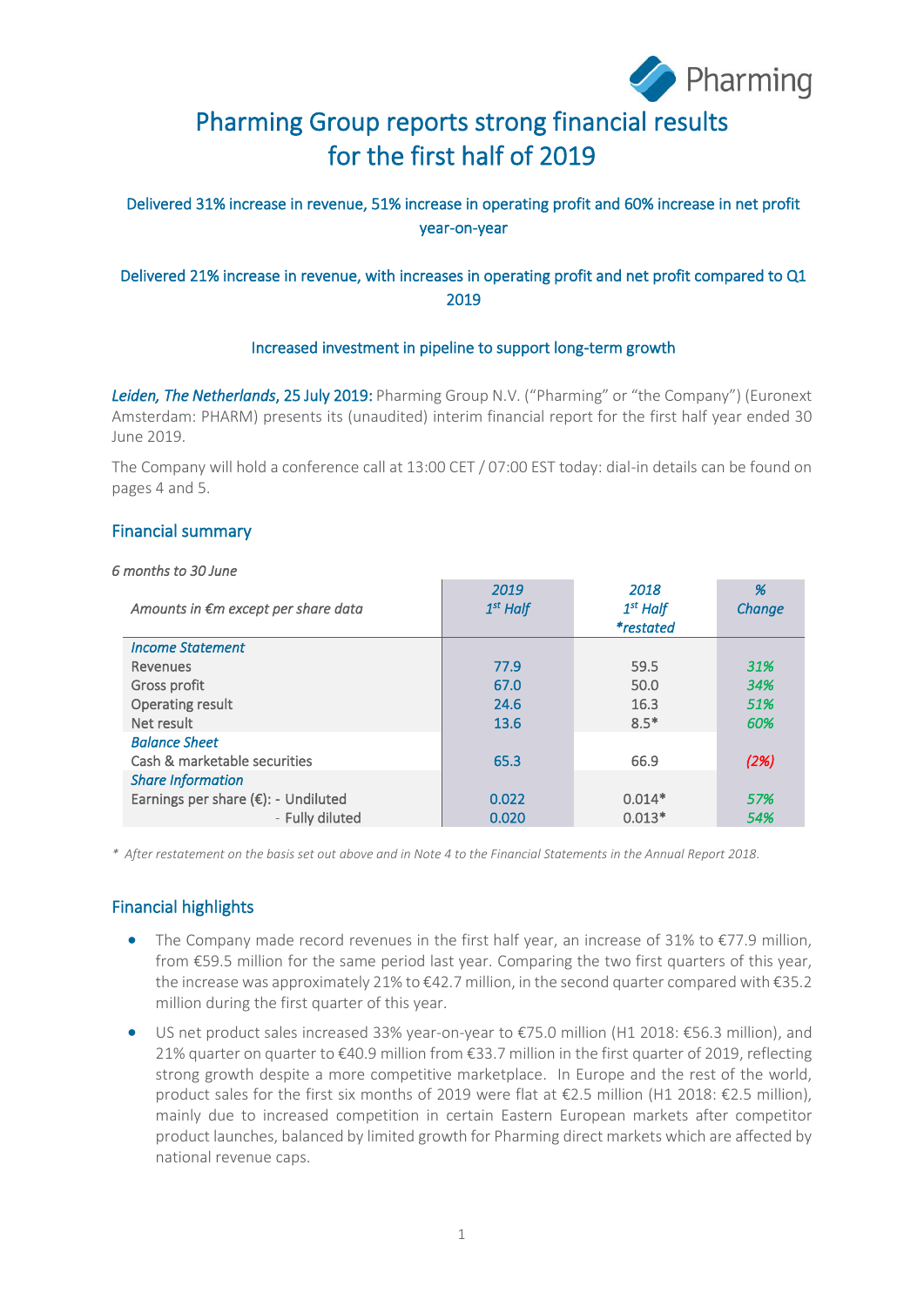# Pharming Group reports strong financial results for the first half of 2019

### Delivered 31% increase in revenue, 51% increase in operating profit and 60% increase in net profit year-on-year

### Delivered 21% increase in revenue, with increases in operating profit and net profit compared to Q1 2019

### Increased investment in pipeline to support long-term growth

***Leiden, The Netherlands*, 25 July 2019:** Pharming Group N.V. ("Pharming" or "the Company") (Euronext Amsterdam: PHARM) presents its (unaudited) interim financial report for the first half year ended 30 June 2019.

The Company will hold a conference call at 13:00 CET / 07:00 EST today: dial-in details can be found on pages 4 and 5.

## Financial summary

*6 months to 30 June*

| *Amounts in €m except per share data* | *2019 1st Half* | *2018 1st Half \*restated* | *% Change* |
|---|---|---|---|
| *Income Statement* | | | |
| Revenues | 77.9 | 59.5 | *31%* |
| Gross profit | 67.0 | 50.0 | *34%* |
| Operating result | 24.6 | 16.3 | *51%* |
| Net result | 13.6 | 8.5* | *60%* |
| *Balance Sheet* | | | |
| Cash & marketable securities | 65.3 | 66.9 | *(2%)* |
| *Share Information* | | | |
| Earnings per share (€): - Undiluted | 0.022 | 0.014* | *57%* |
| - Fully diluted | 0.020 | 0.013* | *54%* |

*\* After restatement on the basis set out above and in Note 4 to the Financial Statements in the Annual Report 2018.*

## Financial highlights

- The Company made record revenues in the first half year, an increase of 31% to €77.9 million, from €59.5 million for the same period last year. Comparing the two first quarters of this year, the increase was approximately 21% to €42.7 million, in the second quarter compared with €35.2 million during the first quarter of this year.
- US net product sales increased 33% year-on-year to €75.0 million (H1 2018: €56.3 million), and 21% quarter on quarter to €40.9 million from €33.7 million in the first quarter of 2019, reflecting strong growth despite a more competitive marketplace. In Europe and the rest of the world, product sales for the first six months of 2019 were flat at €2.5 million (H1 2018: €2.5 million), mainly due to increased competition in certain Eastern European markets after competitor product launches, balanced by limited growth for Pharming direct markets which are affected by national revenue caps.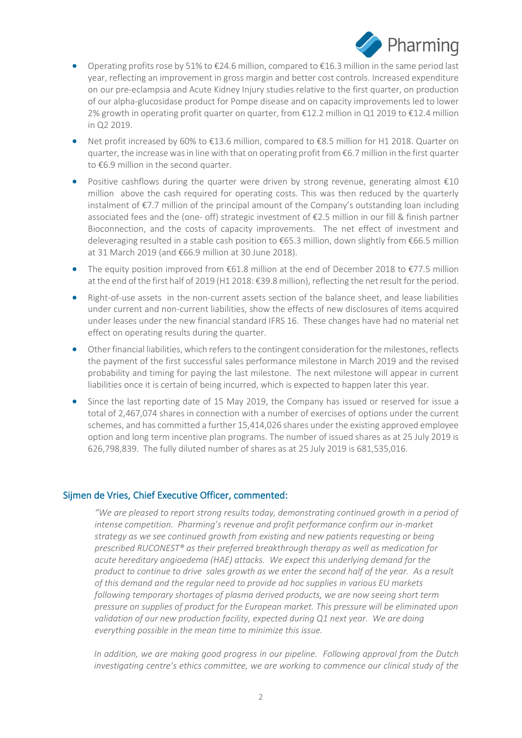- Operating profits rose by 51% to €24.6 million, compared to €16.3 million in the same period last year, reflecting an improvement in gross margin and better cost controls. Increased expenditure on our pre-eclampsia and Acute Kidney Injury studies relative to the first quarter, on production of our alpha-glucosidase product for Pompe disease and on capacity improvements led to lower 2% growth in operating profit quarter on quarter, from €12.2 million in Q1 2019 to €12.4 million in Q2 2019.
- Net profit increased by 60% to €13.6 million, compared to €8.5 million for H1 2018. Quarter on quarter, the increase was in line with that on operating profit from €6.7 million in the first quarter to €6.9 million in the second quarter.
- Positive cashflows during the quarter were driven by strong revenue, generating almost €10 million above the cash required for operating costs. This was then reduced by the quarterly instalment of €7.7 million of the principal amount of the Company's outstanding loan including associated fees and the (one- off) strategic investment of €2.5 million in our fill & finish partner Bioconnection, and the costs of capacity improvements. The net effect of investment and deleveraging resulted in a stable cash position to €65.3 million, down slightly from €66.5 million at 31 March 2019 (and €66.9 million at 30 June 2018).
- The equity position improved from €61.8 million at the end of December 2018 to €77.5 million at the end of the first half of 2019 (H1 2018: €39.8 million), reflecting the net result for the period.
- Right-of-use assets in the non-current assets section of the balance sheet, and lease liabilities under current and non-current liabilities, show the effects of new disclosures of items acquired under leases under the new financial standard IFRS 16. These changes have had no material net effect on operating results during the quarter.
- Other financial liabilities, which refers to the contingent consideration for the milestones, reflects the payment of the first successful sales performance milestone in March 2019 and the revised probability and timing for paying the last milestone. The next milestone will appear in current liabilities once it is certain of being incurred, which is expected to happen later this year.
- Since the last reporting date of 15 May 2019, the Company has issued or reserved for issue a total of 2,467,074 shares in connection with a number of exercises of options under the current schemes, and has committed a further 15,414,026 shares under the existing approved employee option and long term incentive plan programs. The number of issued shares as at 25 July 2019 is 626,798,839. The fully diluted number of shares as at 25 July 2019 is 681,535,016.

## Sijmen de Vries, Chief Executive Officer, commented:

*"We are pleased to report strong results today, demonstrating continued growth in a period of intense competition. Pharming's revenue and profit performance confirm our in-market strategy as we see continued growth from existing and new patients requesting or being prescribed RUCONEST® as their preferred breakthrough therapy as well as medication for acute hereditary angioedema (HAE) attacks. We expect this underlying demand for the product to continue to drive sales growth as we enter the second half of the year. As a result of this demand and the regular need to provide ad hoc supplies in various EU markets following temporary shortages of plasma derived products, we are now seeing short term pressure on supplies of product for the European market. This pressure will be eliminated upon validation of our new production facility, expected during Q1 next year. We are doing everything possible in the mean time to minimize this issue.*

*In addition, we are making good progress in our pipeline. Following approval from the Dutch investigating centre's ethics committee, we are working to commence our clinical study of the*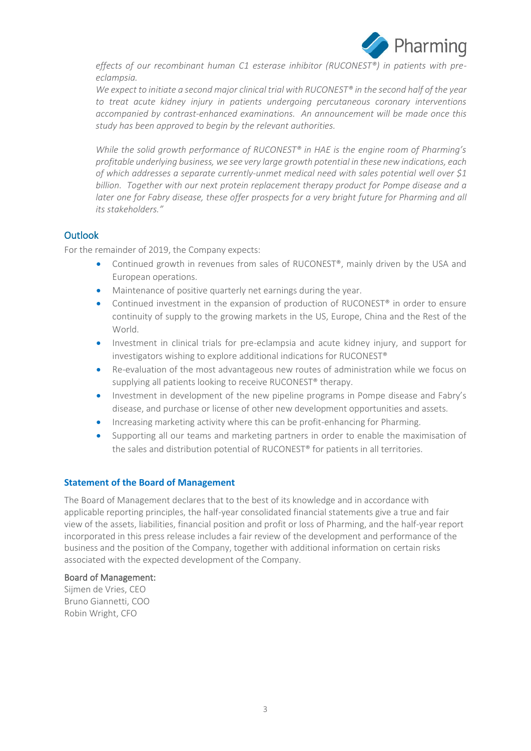*effects of our recombinant human C1 esterase inhibitor (RUCONEST®) in patients with pre-eclampsia.*

*We expect to initiate a second major clinical trial with RUCONEST® in the second half of the year to treat acute kidney injury in patients undergoing percutaneous coronary interventions accompanied by contrast-enhanced examinations. An announcement will be made once this study has been approved to begin by the relevant authorities.*

*While the solid growth performance of RUCONEST® in HAE is the engine room of Pharming's profitable underlying business, we see very large growth potential in these new indications, each of which addresses a separate currently-unmet medical need with sales potential well over $1 billion. Together with our next protein replacement therapy product for Pompe disease and a later one for Fabry disease, these offer prospects for a very bright future for Pharming and all its stakeholders."*

## Outlook

For the remainder of 2019, the Company expects:

- Continued growth in revenues from sales of RUCONEST®, mainly driven by the USA and European operations.
- Maintenance of positive quarterly net earnings during the year.
- Continued investment in the expansion of production of RUCONEST® in order to ensure continuity of supply to the growing markets in the US, Europe, China and the Rest of the World.
- Investment in clinical trials for pre-eclampsia and acute kidney injury, and support for investigators wishing to explore additional indications for RUCONEST®
- Re-evaluation of the most advantageous new routes of administration while we focus on supplying all patients looking to receive RUCONEST® therapy.
- Investment in development of the new pipeline programs in Pompe disease and Fabry's disease, and purchase or license of other new development opportunities and assets.
- Increasing marketing activity where this can be profit-enhancing for Pharming.
- Supporting all our teams and marketing partners in order to enable the maximisation of the sales and distribution potential of RUCONEST® for patients in all territories.

### Statement of the Board of Management

The Board of Management declares that to the best of its knowledge and in accordance with applicable reporting principles, the half-year consolidated financial statements give a true and fair view of the assets, liabilities, financial position and profit or loss of Pharming, and the half-year report incorporated in this press release includes a fair review of the development and performance of the business and the position of the Company, together with additional information on certain risks associated with the expected development of the Company.

Board of Management:

Sijmen de Vries, CEO
Bruno Giannetti, COO
Robin Wright, CFO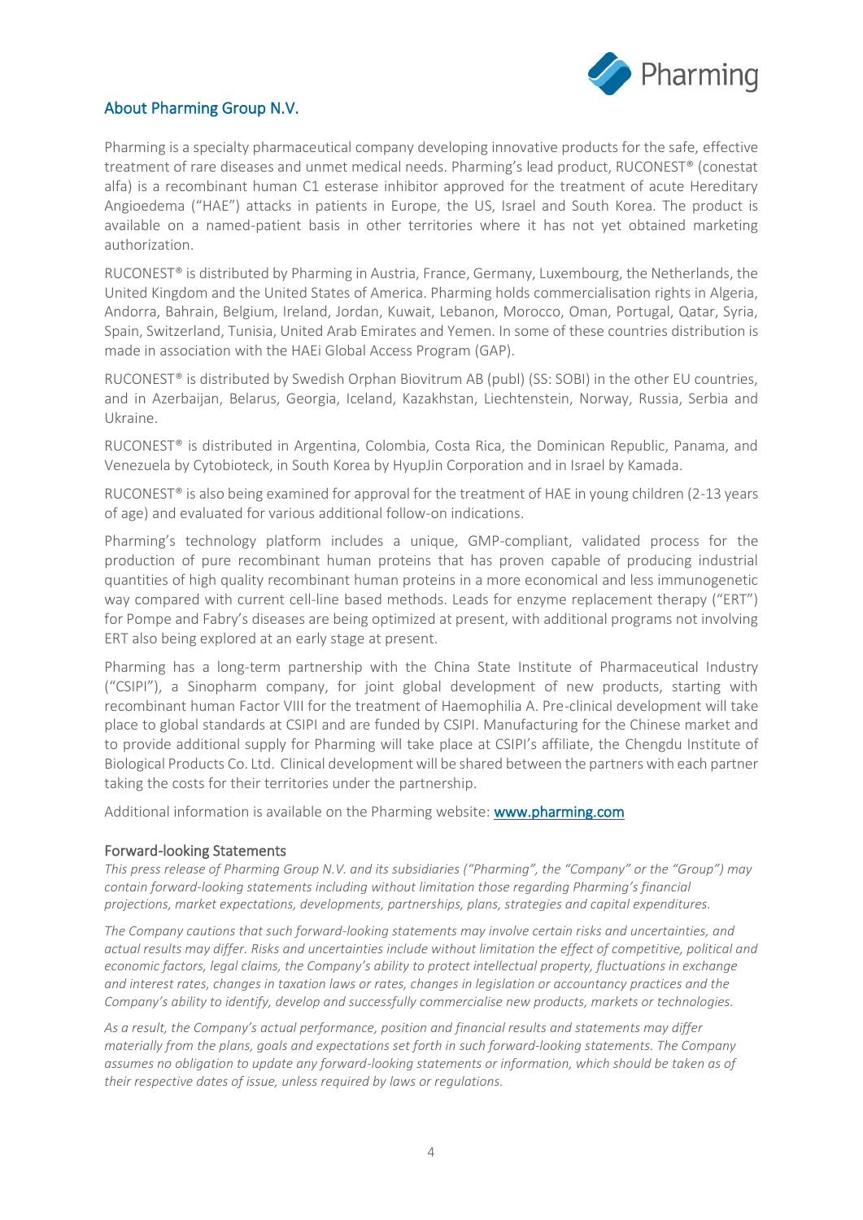## About Pharming Group N.V.

Pharming is a specialty pharmaceutical company developing innovative products for the safe, effective treatment of rare diseases and unmet medical needs. Pharming's lead product, RUCONEST® (conestat alfa) is a recombinant human C1 esterase inhibitor approved for the treatment of acute Hereditary Angioedema ("HAE") attacks in patients in Europe, the US, Israel and South Korea. The product is available on a named-patient basis in other territories where it has not yet obtained marketing authorization.

RUCONEST® is distributed by Pharming in Austria, France, Germany, Luxembourg, the Netherlands, the United Kingdom and the United States of America. Pharming holds commercialisation rights in Algeria, Andorra, Bahrain, Belgium, Ireland, Jordan, Kuwait, Lebanon, Morocco, Oman, Portugal, Qatar, Syria, Spain, Switzerland, Tunisia, United Arab Emirates and Yemen. In some of these countries distribution is made in association with the HAEi Global Access Program (GAP).

RUCONEST® is distributed by Swedish Orphan Biovitrum AB (publ) (SS: SOBI) in the other EU countries, and in Azerbaijan, Belarus, Georgia, Iceland, Kazakhstan, Liechtenstein, Norway, Russia, Serbia and Ukraine.

RUCONEST® is distributed in Argentina, Colombia, Costa Rica, the Dominican Republic, Panama, and Venezuela by Cytobioteck, in South Korea by HyupJin Corporation and in Israel by Kamada.

RUCONEST® is also being examined for approval for the treatment of HAE in young children (2-13 years of age) and evaluated for various additional follow-on indications.

Pharming's technology platform includes a unique, GMP-compliant, validated process for the production of pure recombinant human proteins that has proven capable of producing industrial quantities of high quality recombinant human proteins in a more economical and less immunogenetic way compared with current cell-line based methods. Leads for enzyme replacement therapy ("ERT") for Pompe and Fabry's diseases are being optimized at present, with additional programs not involving ERT also being explored at an early stage at present.

Pharming has a long-term partnership with the China State Institute of Pharmaceutical Industry ("CSIPI"), a Sinopharm company, for joint global development of new products, starting with recombinant human Factor VIII for the treatment of Haemophilia A. Pre-clinical development will take place to global standards at CSIPI and are funded by CSIPI. Manufacturing for the Chinese market and to provide additional supply for Pharming will take place at CSIPI's affiliate, the Chengdu Institute of Biological Products Co. Ltd. Clinical development will be shared between the partners with each partner taking the costs for their territories under the partnership.

Additional information is available on the Pharming website: **www.pharming.com**

### Forward-looking Statements

*This press release of Pharming Group N.V. and its subsidiaries ("Pharming", the "Company" or the "Group") may contain forward-looking statements including without limitation those regarding Pharming's financial projections, market expectations, developments, partnerships, plans, strategies and capital expenditures.*

*The Company cautions that such forward-looking statements may involve certain risks and uncertainties, and actual results may differ. Risks and uncertainties include without limitation the effect of competitive, political and economic factors, legal claims, the Company's ability to protect intellectual property, fluctuations in exchange and interest rates, changes in taxation laws or rates, changes in legislation or accountancy practices and the Company's ability to identify, develop and successfully commercialise new products, markets or technologies.*

*As a result, the Company's actual performance, position and financial results and statements may differ materially from the plans, goals and expectations set forth in such forward-looking statements. The Company assumes no obligation to update any forward-looking statements or information, which should be taken as of their respective dates of issue, unless required by laws or regulations.*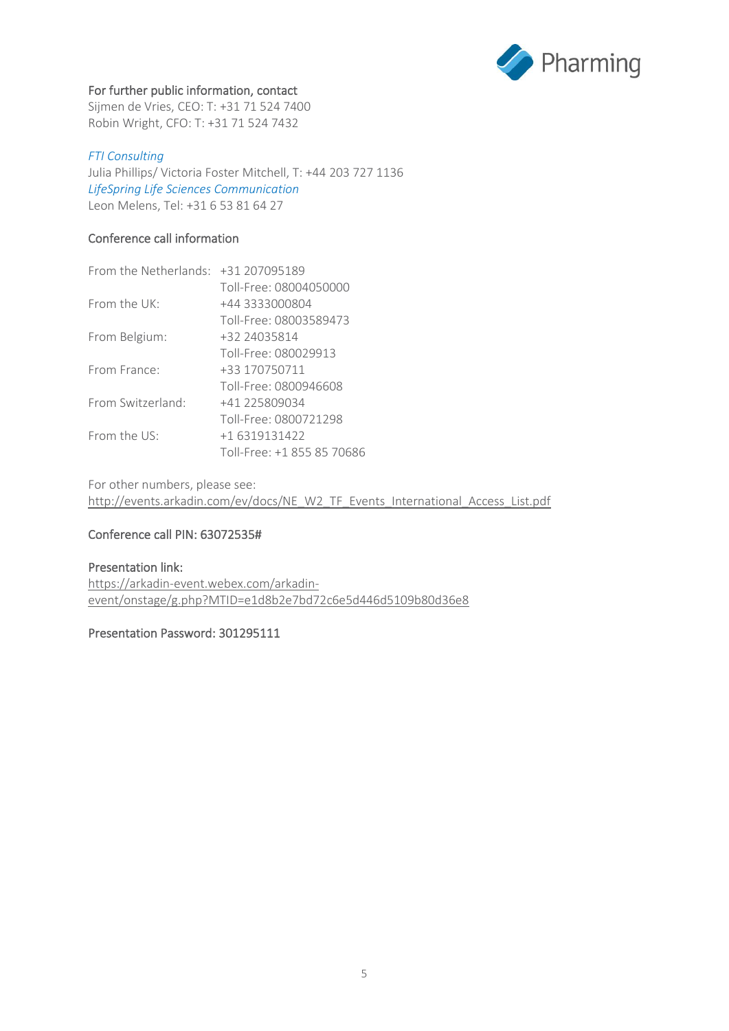**For further public information, contact**
Sijmen de Vries, CEO: T: +31 71 524 7400
Robin Wright, CFO: T: +31 71 524 7432

*FTI Consulting*
Julia Phillips/ Victoria Foster Mitchell, T: +44 203 727 1136
*LifeSpring Life Sciences Communication*
Leon Melens, Tel: +31 6 53 81 64 27

**Conference call information**

| | |
|---|---|
| From the Netherlands: | +31 207095189 |
| | Toll-Free: 08004050000 |
| From the UK: | +44 3333000804 |
| | Toll-Free: 08003589473 |
| From Belgium: | +32 24035814 |
| | Toll-Free: 080029913 |
| From France: | +33 170750711 |
| | Toll-Free: 0800946608 |
| From Switzerland: | +41 225809034 |
| | Toll-Free: 0800721298 |
| From the US: | +1 6319131422 |
| | Toll-Free: +1 855 85 70686 |

For other numbers, please see:
http://events.arkadin.com/ev/docs/NE_W2_TF_Events_International_Access_List.pdf

**Conference call PIN: 63072535#**

**Presentation link:**
https://arkadin-event.webex.com/arkadin-event/onstage/g.php?MTID=e1d8b2e7bd72c6e5d446d5109b80d36e8

**Presentation Password: 301295111**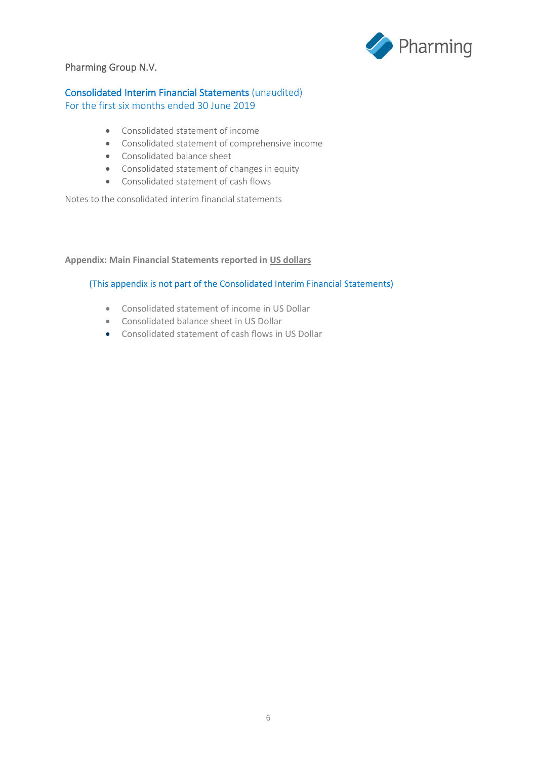Pharming Group N.V.

## Consolidated Interim Financial Statements (unaudited)

For the first six months ended 30 June 2019

- Consolidated statement of income
- Consolidated statement of comprehensive income
- Consolidated balance sheet
- Consolidated statement of changes in equity
- Consolidated statement of cash flows

Notes to the consolidated interim financial statements

**Appendix: Main Financial Statements reported in US dollars**

(This appendix is not part of the Consolidated Interim Financial Statements)

- Consolidated statement of income in US Dollar
- Consolidated balance sheet in US Dollar
- Consolidated statement of cash flows in US Dollar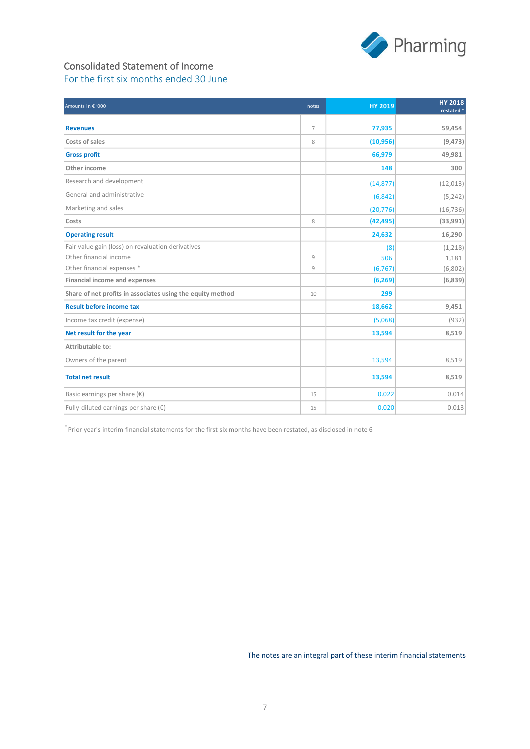# Consolidated Statement of Income

## For the first six months ended 30 June

| Amounts in € '000 | notes | HY 2019 | HY 2018 restated * |
|---|---|---|---|
| **Revenues** | 7 | **77,935** | **59,454** |
| **Costs of sales** | 8 | **(10,956)** | **(9,473)** |
| **Gross profit** | | **66,979** | **49,981** |
| **Other income** | | **148** | **300** |
| Research and development | | (14,877) | (12,013) |
| General and administrative | | (6,842) | (5,242) |
| Marketing and sales | | (20,776) | (16,736) |
| **Costs** | 8 | **(42,495)** | **(33,991)** |
| **Operating result** | | **24,632** | **16,290** |
| Fair value gain (loss) on revaluation derivatives | | (8) | (1,218) |
| Other financial income | 9 | 506 | 1,181 |
| Other financial expenses * | 9 | (6,767) | (6,802) |
| **Financial income and expenses** | | **(6,269)** | **(6,839)** |
| **Share of net profits in associates using the equity method** | 10 | **299** | |
| **Result before income tax** | | **18,662** | **9,451** |
| Income tax credit (expense) | | (5,068) | (932) |
| **Net result for the year** | | **13,594** | **8,519** |
| **Attributable to:** | | | |
| Owners of the parent | | 13,594 | 8,519 |
| **Total net result** | | **13,594** | **8,519** |
| Basic earnings per share (€) | 15 | 0.022 | 0.014 |
| Fully-diluted earnings per share (€) | 15 | 0.020 | 0.013 |

* Prior year's interim financial statements for the first six months have been restated, as disclosed in note 6

The notes are an integral part of these interim financial statements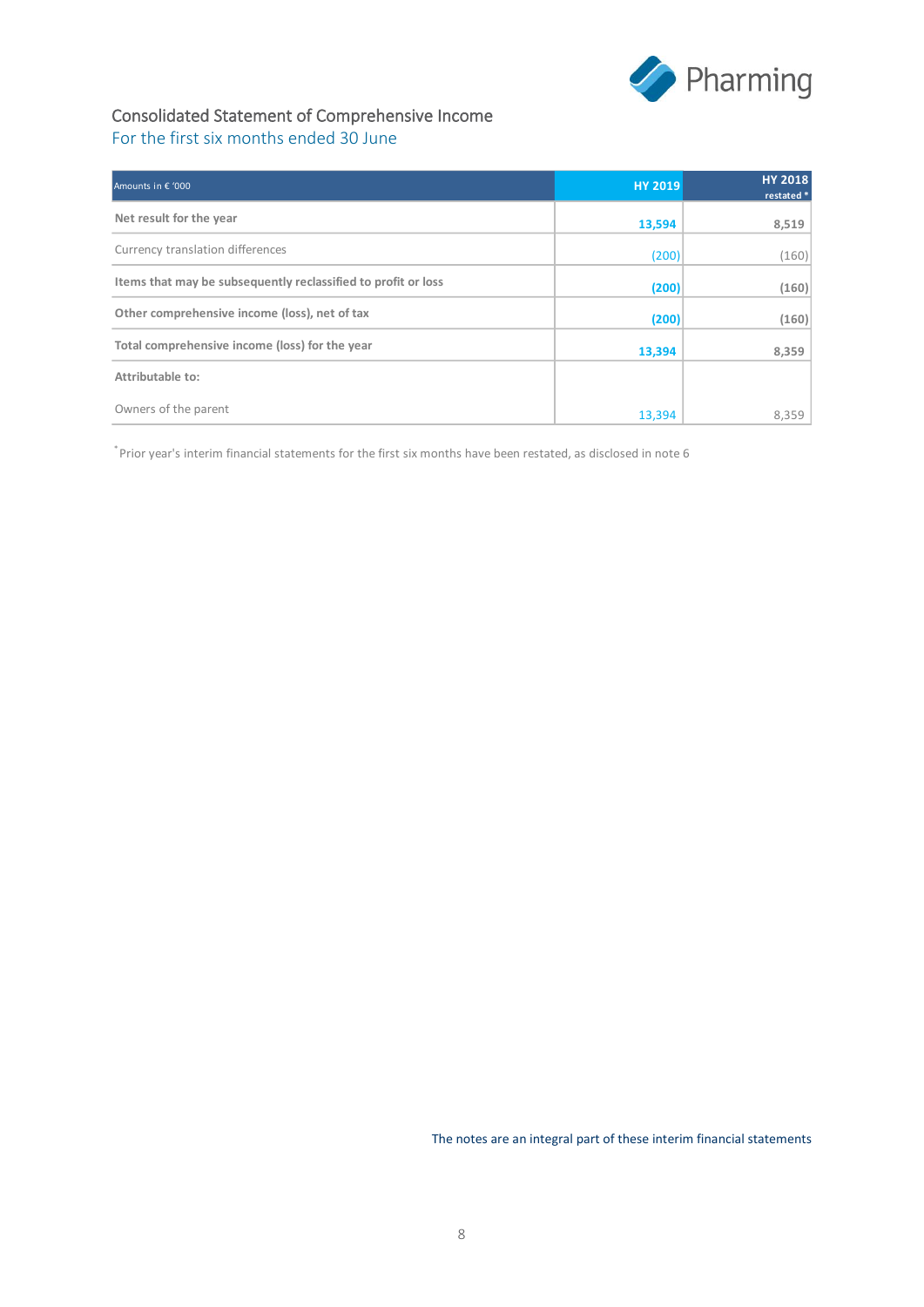# Consolidated Statement of Comprehensive Income

## For the first six months ended 30 June

| Amounts in € '000 | HY 2019 | HY 2018 restated * |
|---|---|---|
| **Net result for the year** | **13,594** | **8,519** |
| Currency translation differences | (200) | (160) |
| **Items that may be subsequently reclassified to profit or loss** | **(200)** | **(160)** |
| **Other comprehensive income (loss), net of tax** | **(200)** | **(160)** |
| **Total comprehensive income (loss) for the year** | **13,394** | **8,359** |
| **Attributable to:** | | |
| Owners of the parent | 13,394 | 8,359 |

* Prior year's interim financial statements for the first six months have been restated, as disclosed in note 6

The notes are an integral part of these interim financial statements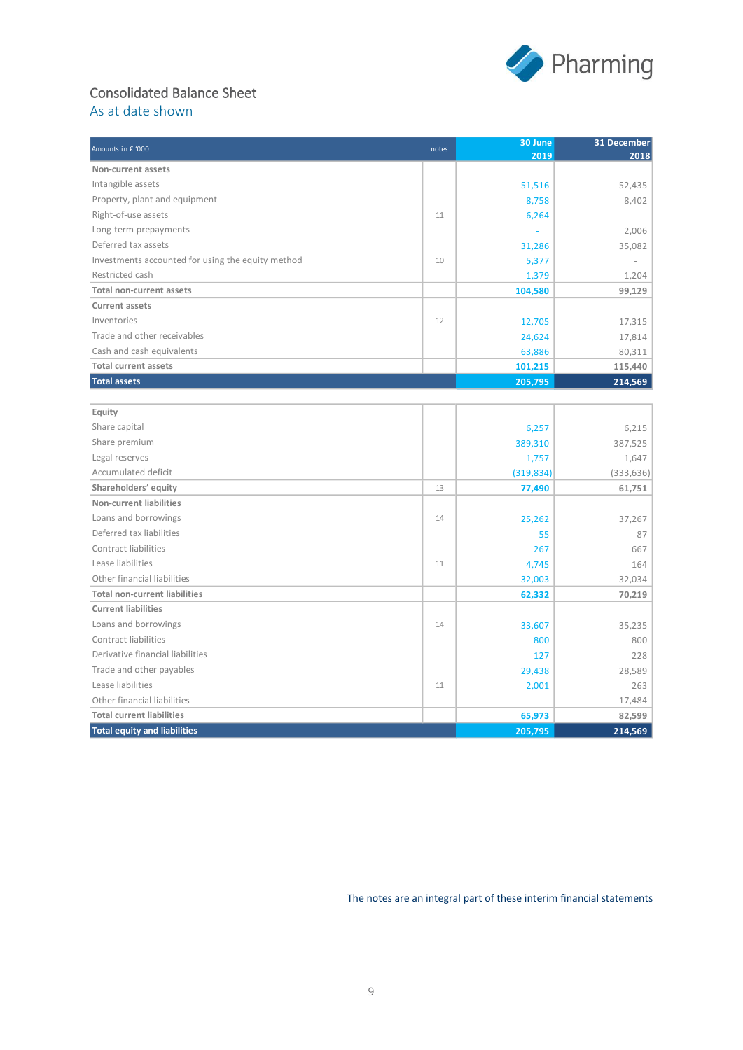Consolidated Balance Sheet

As at date shown

| Amounts in € '000 | notes | 30 June 2019 | 31 December 2018 |
|---|---|---|---|
| **Non-current assets** | | | |
| Intangible assets | | 51,516 | 52,435 |
| Property, plant and equipment | | 8,758 | 8,402 |
| Right-of-use assets | 11 | 6,264 | - |
| Long-term prepayments | | - | 2,006 |
| Deferred tax assets | | 31,286 | 35,082 |
| Investments accounted for using the equity method | 10 | 5,377 | - |
| Restricted cash | | 1,379 | 1,204 |
| **Total non-current assets** | | **104,580** | **99,129** |
| **Current assets** | | | |
| Inventories | 12 | 12,705 | 17,315 |
| Trade and other receivables | | 24,624 | 17,814 |
| Cash and cash equivalents | | 63,886 | 80,311 |
| **Total current assets** | | **101,215** | **115,440** |
| **Total assets** | | **205,795** | **214,569** |
| | | | |
| **Equity** | | | |
| Share capital | | 6,257 | 6,215 |
| Share premium | | 389,310 | 387,525 |
| Legal reserves | | 1,757 | 1,647 |
| Accumulated deficit | | (319,834) | (333,636) |
| **Shareholders' equity** | 13 | **77,490** | **61,751** |
| **Non-current liabilities** | | | |
| Loans and borrowings | 14 | 25,262 | 37,267 |
| Deferred tax liabilities | | 55 | 87 |
| Contract liabilities | | 267 | 667 |
| Lease liabilities | 11 | 4,745 | 164 |
| Other financial liabilities | | 32,003 | 32,034 |
| **Total non-current liabilities** | | **62,332** | **70,219** |
| **Current liabilities** | | | |
| Loans and borrowings | 14 | 33,607 | 35,235 |
| Contract liabilities | | 800 | 800 |
| Derivative financial liabilities | | 127 | 228 |
| Trade and other payables | | 29,438 | 28,589 |
| Lease liabilities | 11 | 2,001 | 263 |
| Other financial liabilities | | - | 17,484 |
| **Total current liabilities** | | **65,973** | **82,599** |
| **Total equity and liabilities** | | **205,795** | **214,569** |

The notes are an integral part of these interim financial statements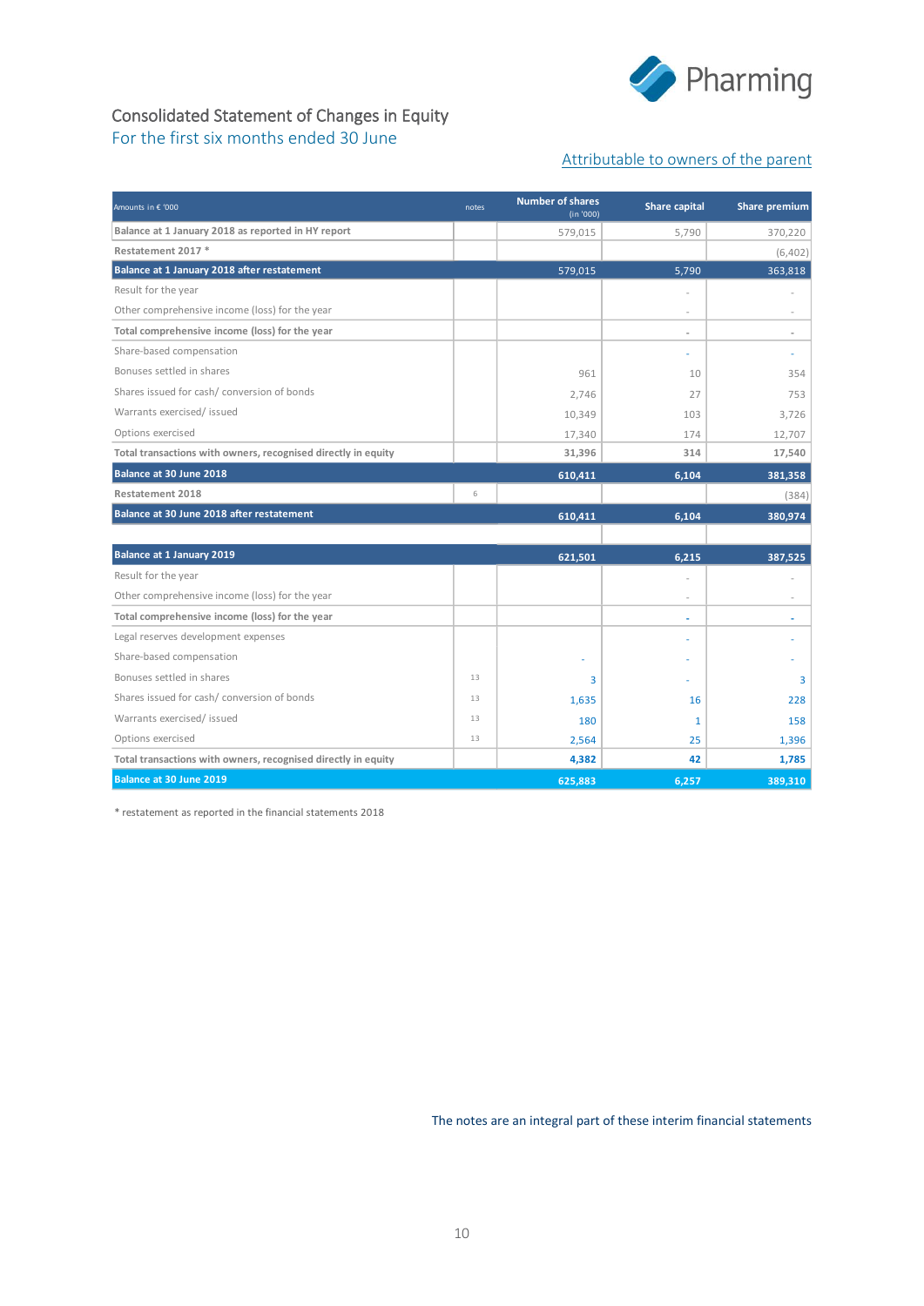# Consolidated Statement of Changes in Equity

For the first six months ended 30 June

Attributable to owners of the parent

| Amounts in € '000 | notes | Number of shares (in '000) | Share capital | Share premium |
|---|---|---|---|---|
| **Balance at 1 January 2018 as reported in HY report** | | 579,015 | 5,790 | 370,220 |
| **Restatement 2017 *** | | | | (6,402) |
| **Balance at 1 January 2018 after restatement** | | 579,015 | 5,790 | 363,818 |
| Result for the year | | | - | - |
| Other comprehensive income (loss) for the year | | | - | - |
| **Total comprehensive income (loss) for the year** | | | - | - |
| Share-based compensation | | | - | - |
| Bonuses settled in shares | | 961 | 10 | 354 |
| Shares issued for cash/ conversion of bonds | | 2,746 | 27 | 753 |
| Warrants exercised/ issued | | 10,349 | 103 | 3,726 |
| Options exercised | | 17,340 | 174 | 12,707 |
| **Total transactions with owners, recognised directly in equity** | | 31,396 | 314 | 17,540 |
| **Balance at 30 June 2018** | | 610,411 | 6,104 | 381,358 |
| **Restatement 2018** | 6 | | | (384) |
| **Balance at 30 June 2018 after restatement** | | 610,411 | 6,104 | 380,974 |
| | | | | |
| **Balance at 1 January 2019** | | 621,501 | 6,215 | 387,525 |
| Result for the year | | | - | - |
| Other comprehensive income (loss) for the year | | | - | - |
| **Total comprehensive income (loss) for the year** | | | - | - |
| Legal reserves development expenses | | | - | - |
| Share-based compensation | | - | - | - |
| Bonuses settled in shares | 13 | 3 | - | 3 |
| Shares issued for cash/ conversion of bonds | 13 | 1,635 | 16 | 228 |
| Warrants exercised/ issued | 13 | 180 | 1 | 158 |
| Options exercised | 13 | 2,564 | 25 | 1,396 |
| **Total transactions with owners, recognised directly in equity** | | 4,382 | 42 | 1,785 |
| **Balance at 30 June 2019** | | 625,883 | 6,257 | 389,310 |

* restatement as reported in the financial statements 2018

The notes are an integral part of these interim financial statements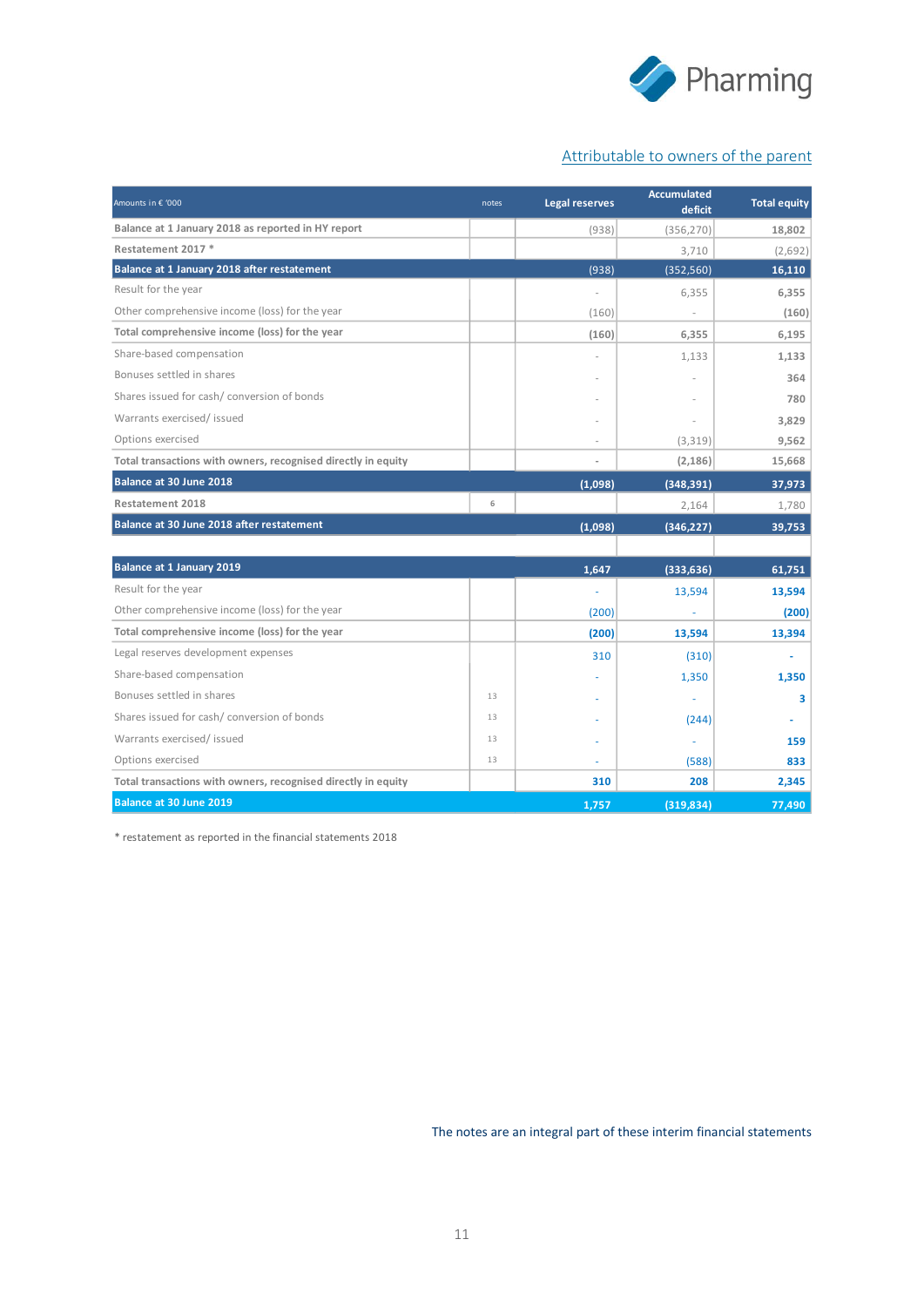Attributable to owners of the parent

| Amounts in € '000 | notes | Legal reserves | Accumulated deficit | Total equity |
|---|---|---|---|---|
| **Balance at 1 January 2018 as reported in HY report** | | (938) | (356,270) | 18,802 |
| **Restatement 2017 *** | | | 3,710 | (2,692) |
| **Balance at 1 January 2018 after restatement** | | (938) | (352,560) | 16,110 |
| Result for the year | | - | 6,355 | 6,355 |
| Other comprehensive income (loss) for the year | | (160) | - | (160) |
| **Total comprehensive income (loss) for the year** | | (160) | 6,355 | 6,195 |
| Share-based compensation | | - | 1,133 | 1,133 |
| Bonuses settled in shares | | - | - | 364 |
| Shares issued for cash/ conversion of bonds | | - | - | 780 |
| Warrants exercised/ issued | | - | - | 3,829 |
| Options exercised | | - | (3,319) | 9,562 |
| **Total transactions with owners, recognised directly in equity** | | - | (2,186) | 15,668 |
| **Balance at 30 June 2018** | | (1,098) | (348,391) | 37,973 |
| **Restatement 2018** | 6 | | 2,164 | 1,780 |
| **Balance at 30 June 2018 after restatement** | | (1,098) | (346,227) | 39,753 |
| | | | | |
| **Balance at 1 January 2019** | | 1,647 | (333,636) | 61,751 |
| Result for the year | | - | 13,594 | 13,594 |
| Other comprehensive income (loss) for the year | | (200) | - | (200) |
| **Total comprehensive income (loss) for the year** | | (200) | 13,594 | 13,394 |
| Legal reserves development expenses | | 310 | (310) | - |
| Share-based compensation | | - | 1,350 | 1,350 |
| Bonuses settled in shares | 13 | - | - | 3 |
| Shares issued for cash/ conversion of bonds | 13 | - | (244) | - |
| Warrants exercised/ issued | 13 | - | - | 159 |
| Options exercised | 13 | - | (588) | 833 |
| **Total transactions with owners, recognised directly in equity** | | 310 | 208 | 2,345 |
| **Balance at 30 June 2019** | | 1,757 | (319,834) | 77,490 |

\* restatement as reported in the financial statements 2018

The notes are an integral part of these interim financial statements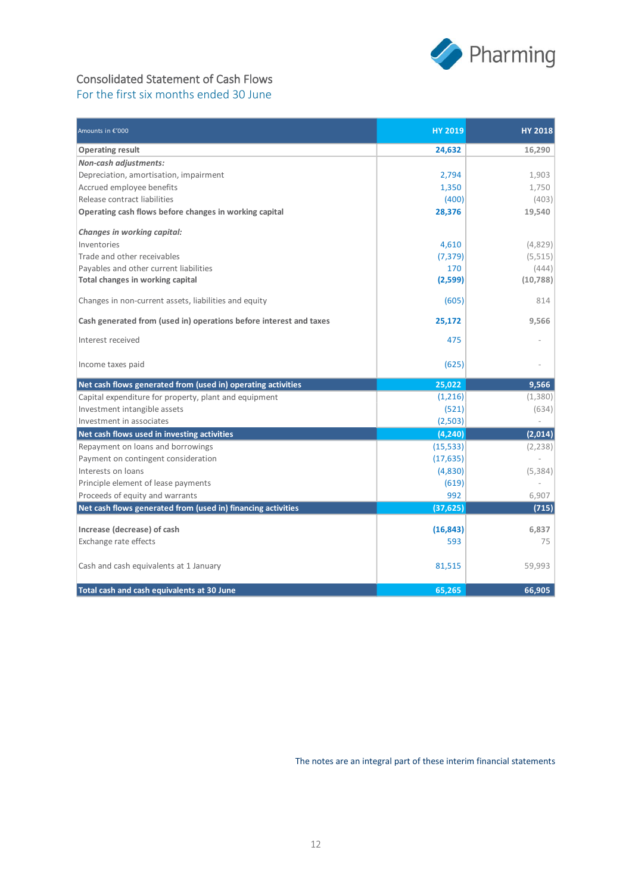## Consolidated Statement of Cash Flows

### For the first six months ended 30 June

| Amounts in €'000 | HY 2019 | HY 2018 |
|---|---|---|
| **Operating result** | **24,632** | **16,290** |
| ***Non-cash adjustments:*** | | |
| Depreciation, amortisation, impairment | 2,794 | 1,903 |
| Accrued employee benefits | 1,350 | 1,750 |
| Release contract liabilities | (400) | (403) |
| **Operating cash flows before changes in working capital** | **28,376** | **19,540** |
| ***Changes in working capital:*** | | |
| Inventories | 4,610 | (4,829) |
| Trade and other receivables | (7,379) | (5,515) |
| Payables and other current liabilities | 170 | (444) |
| **Total changes in working capital** | **(2,599)** | **(10,788)** |
| Changes in non-current assets, liabilities and equity | (605) | 814 |
| **Cash generated from (used in) operations before interest and taxes** | **25,172** | **9,566** |
| Interest received | 475 | - |
| Income taxes paid | (625) | - |
| **Net cash flows generated from (used in) operating activities** | **25,022** | **9,566** |
| Capital expenditure for property, plant and equipment | (1,216) | (1,380) |
| Investment intangible assets | (521) | (634) |
| Investment in associates | (2,503) | - |
| **Net cash flows used in investing activities** | **(4,240)** | **(2,014)** |
| Repayment on loans and borrowings | (15,533) | (2,238) |
| Payment on contingent consideration | (17,635) | - |
| Interests on loans | (4,830) | (5,384) |
| Principle element of lease payments | (619) | - |
| Proceeds of equity and warrants | 992 | 6,907 |
| **Net cash flows generated from (used in) financing activities** | **(37,625)** | **(715)** |
| **Increase (decrease) of cash** | **(16,843)** | 6,837 |
| Exchange rate effects | 593 | 75 |
| Cash and cash equivalents at 1 January | 81,515 | 59,993 |
| **Total cash and cash equivalents at 30 June** | **65,265** | **66,905** |

The notes are an integral part of these interim financial statements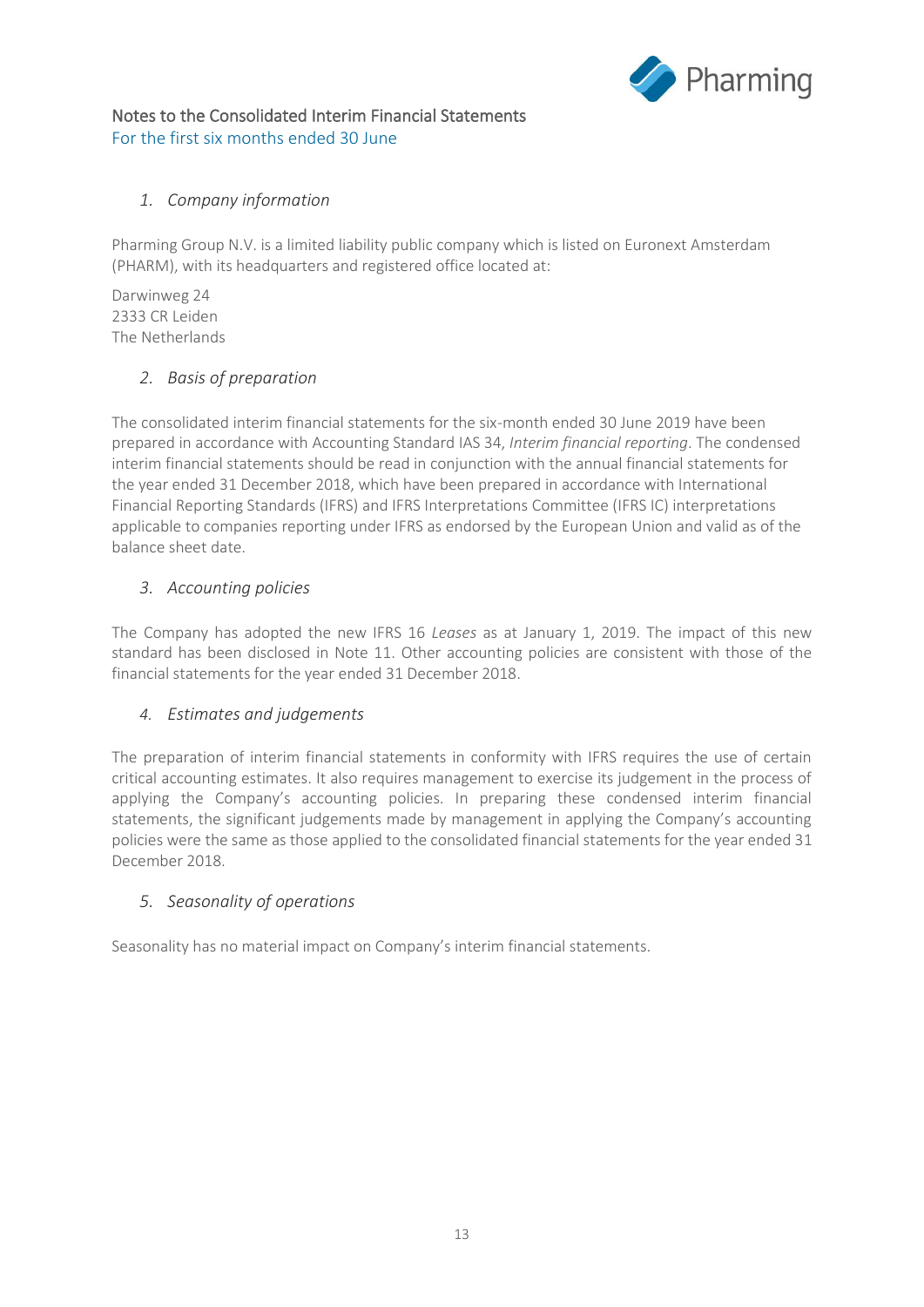# Notes to the Consolidated Interim Financial Statements

For the first six months ended 30 June

## *1. Company information*

Pharming Group N.V. is a limited liability public company which is listed on Euronext Amsterdam (PHARM), with its headquarters and registered office located at:

Darwinweg 24
2333 CR Leiden
The Netherlands

## *2. Basis of preparation*

The consolidated interim financial statements for the six-month ended 30 June 2019 have been prepared in accordance with Accounting Standard IAS 34, *Interim financial reporting*. The condensed interim financial statements should be read in conjunction with the annual financial statements for the year ended 31 December 2018, which have been prepared in accordance with International Financial Reporting Standards (IFRS) and IFRS Interpretations Committee (IFRS IC) interpretations applicable to companies reporting under IFRS as endorsed by the European Union and valid as of the balance sheet date.

## *3. Accounting policies*

The Company has adopted the new IFRS 16 *Leases* as at January 1, 2019. The impact of this new standard has been disclosed in Note 11. Other accounting policies are consistent with those of the financial statements for the year ended 31 December 2018.

## *4. Estimates and judgements*

The preparation of interim financial statements in conformity with IFRS requires the use of certain critical accounting estimates. It also requires management to exercise its judgement in the process of applying the Company's accounting policies. In preparing these condensed interim financial statements, the significant judgements made by management in applying the Company's accounting policies were the same as those applied to the consolidated financial statements for the year ended 31 December 2018.

## *5. Seasonality of operations*

Seasonality has no material impact on Company's interim financial statements.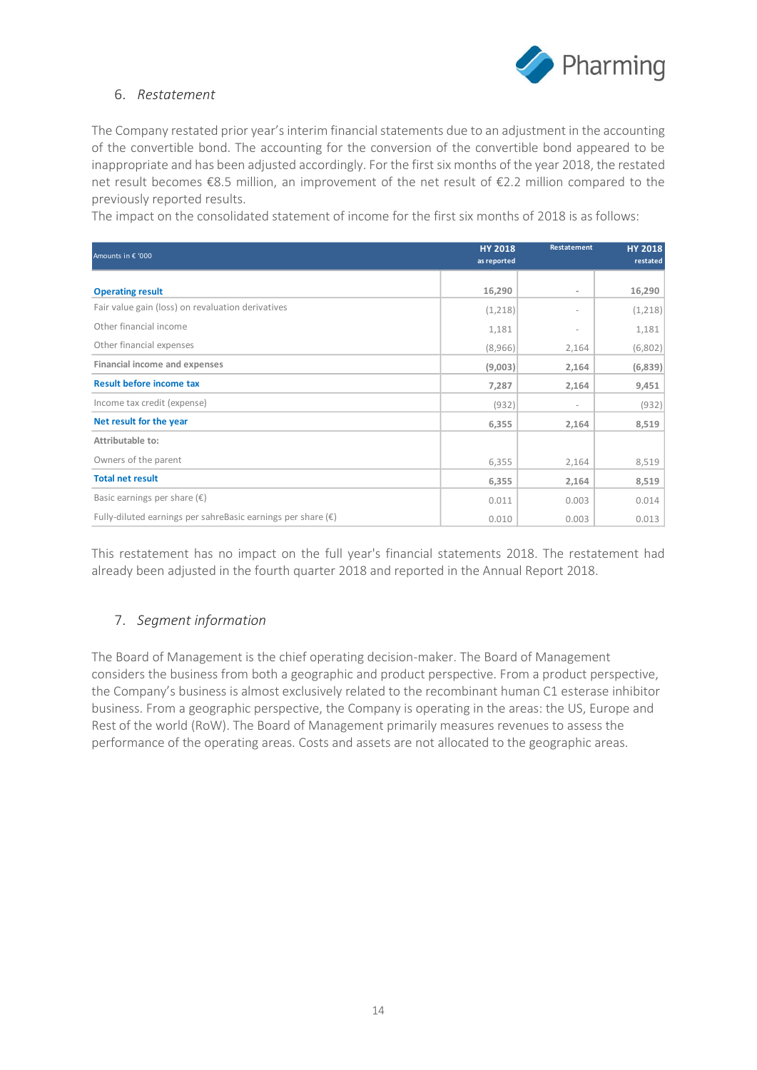## 6. *Restatement*

The Company restated prior year's interim financial statements due to an adjustment in the accounting of the convertible bond. The accounting for the conversion of the convertible bond appeared to be inappropriate and has been adjusted accordingly. For the first six months of the year 2018, the restated net result becomes €8.5 million, an improvement of the net result of €2.2 million compared to the previously reported results.
The impact on the consolidated statement of income for the first six months of 2018 is as follows:

| Amounts in € '000 | HY 2018 as reported | Restatement | HY 2018 restated |
|---|---|---|---|
| **Operating result** | **16,290** | - | **16,290** |
| Fair value gain (loss) on revaluation derivatives | (1,218) | - | (1,218) |
| Other financial income | 1,181 | - | 1,181 |
| Other financial expenses | (8,966) | 2,164 | (6,802) |
| **Financial income and expenses** | **(9,003)** | **2,164** | **(6,839)** |
| **Result before income tax** | **7,287** | **2,164** | **9,451** |
| Income tax credit (expense) | (932) | - | (932) |
| **Net result for the year** | **6,355** | **2,164** | **8,519** |
| **Attributable to:** | | | |
| Owners of the parent | 6,355 | 2,164 | 8,519 |
| **Total net result** | **6,355** | **2,164** | **8,519** |
| Basic earnings per share (€) | 0.011 | 0.003 | 0.014 |
| Fully-diluted earnings per sahreBasic earnings per share (€) | 0.010 | 0.003 | 0.013 |

This restatement has no impact on the full year's financial statements 2018. The restatement had already been adjusted in the fourth quarter 2018 and reported in the Annual Report 2018.

## 7. *Segment information*

The Board of Management is the chief operating decision-maker. The Board of Management considers the business from both a geographic and product perspective. From a product perspective, the Company's business is almost exclusively related to the recombinant human C1 esterase inhibitor business. From a geographic perspective, the Company is operating in the areas: the US, Europe and Rest of the world (RoW). The Board of Management primarily measures revenues to assess the performance of the operating areas. Costs and assets are not allocated to the geographic areas.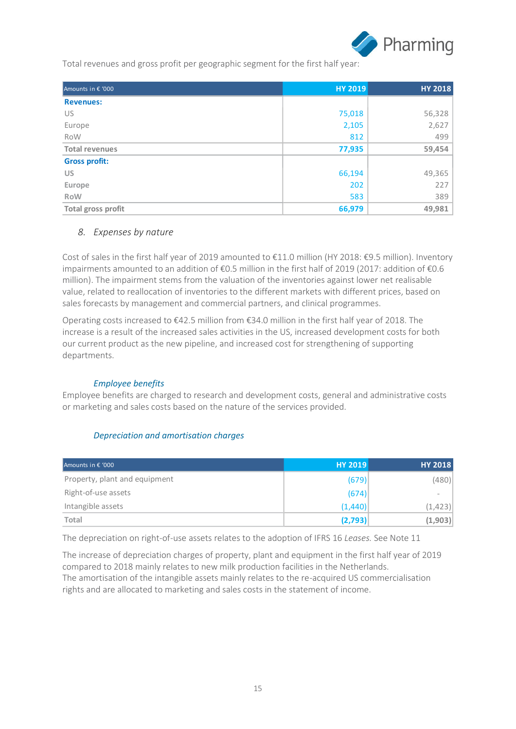Total revenues and gross profit per geographic segment for the first half year:

| Amounts in € '000 | HY 2019 | HY 2018 |
|---|---|---|
| **Revenues:** | | |
| US | 75,018 | 56,328 |
| Europe | 2,105 | 2,627 |
| RoW | 812 | 499 |
| **Total revenues** | **77,935** | **59,454** |
| **Gross profit:** | | |
| US | 66,194 | 49,365 |
| Europe | 202 | 227 |
| RoW | 583 | 389 |
| **Total gross profit** | **66,979** | **49,981** |

## 8. *Expenses by nature*

Cost of sales in the first half year of 2019 amounted to €11.0 million (HY 2018: €9.5 million). Inventory impairments amounted to an addition of €0.5 million in the first half of 2019 (2017: addition of €0.6 million). The impairment stems from the valuation of the inventories against lower net realisable value, related to reallocation of inventories to the different markets with different prices, based on sales forecasts by management and commercial partners, and clinical programmes.

Operating costs increased to €42.5 million from €34.0 million in the first half year of 2018. The increase is a result of the increased sales activities in the US, increased development costs for both our current product as the new pipeline, and increased cost for strengthening of supporting departments.

### *Employee benefits*

Employee benefits are charged to research and development costs, general and administrative costs or marketing and sales costs based on the nature of the services provided.

### *Depreciation and amortisation charges*

| Amounts in € '000 | HY 2019 | HY 2018 |
|---|---|---|
| Property, plant and equipment | (679) | (480) |
| Right-of-use assets | (674) | - |
| Intangible assets | (1,440) | (1,423) |
| **Total** | **(2,793)** | **(1,903)** |

The depreciation on right-of-use assets relates to the adoption of IFRS 16 *Leases.* See Note 11

The increase of depreciation charges of property, plant and equipment in the first half year of 2019 compared to 2018 mainly relates to new milk production facilities in the Netherlands.
The amortisation of the intangible assets mainly relates to the re-acquired US commercialisation rights and are allocated to marketing and sales costs in the statement of income.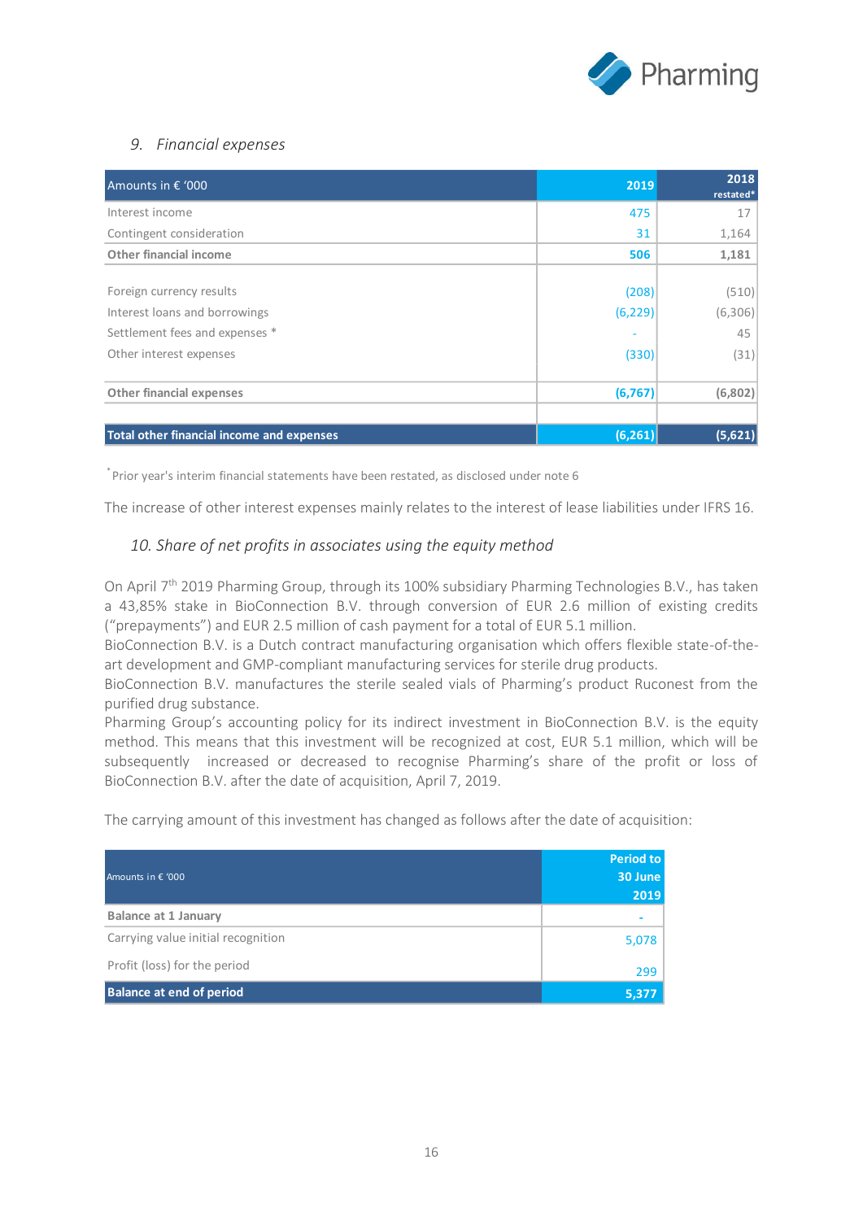## 9. Financial expenses

| Amounts in € '000 | 2019 | 2018 restated* |
|---|---|---|
| Interest income | 475 | 17 |
| Contingent consideration | 31 | 1,164 |
| **Other financial income** | **506** | **1,181** |
| | | |
| Foreign currency results | (208) | (510) |
| Interest loans and borrowings | (6,229) | (6,306) |
| Settlement fees and expenses * | - | 45 |
| Other interest expenses | (330) | (31) |
| | | |
| **Other financial expenses** | **(6,767)** | **(6,802)** |
| | | |
| **Total other financial income and expenses** | **(6,261)** | **(5,621)** |

* Prior year's interim financial statements have been restated, as disclosed under note 6

The increase of other interest expenses mainly relates to the interest of lease liabilities under IFRS 16.

## 10. Share of net profits in associates using the equity method

On April 7th 2019 Pharming Group, through its 100% subsidiary Pharming Technologies B.V., has taken a 43,85% stake in BioConnection B.V. through conversion of EUR 2.6 million of existing credits ("prepayments") and EUR 2.5 million of cash payment for a total of EUR 5.1 million.
BioConnection B.V. is a Dutch contract manufacturing organisation which offers flexible state-of-the-art development and GMP-compliant manufacturing services for sterile drug products.
BioConnection B.V. manufactures the sterile sealed vials of Pharming's product Ruconest from the purified drug substance.
Pharming Group's accounting policy for its indirect investment in BioConnection B.V. is the equity method. This means that this investment will be recognized at cost, EUR 5.1 million, which will be subsequently increased or decreased to recognise Pharming's share of the profit or loss of BioConnection B.V. after the date of acquisition, April 7, 2019.

The carrying amount of this investment has changed as follows after the date of acquisition:

| Amounts in € '000 | Period to 30 June 2019 |
|---|---|
| **Balance at 1 January** | - |
| Carrying value initial recognition | 5,078 |
| Profit (loss) for the period | 299 |
| **Balance at end of period** | **5,377** |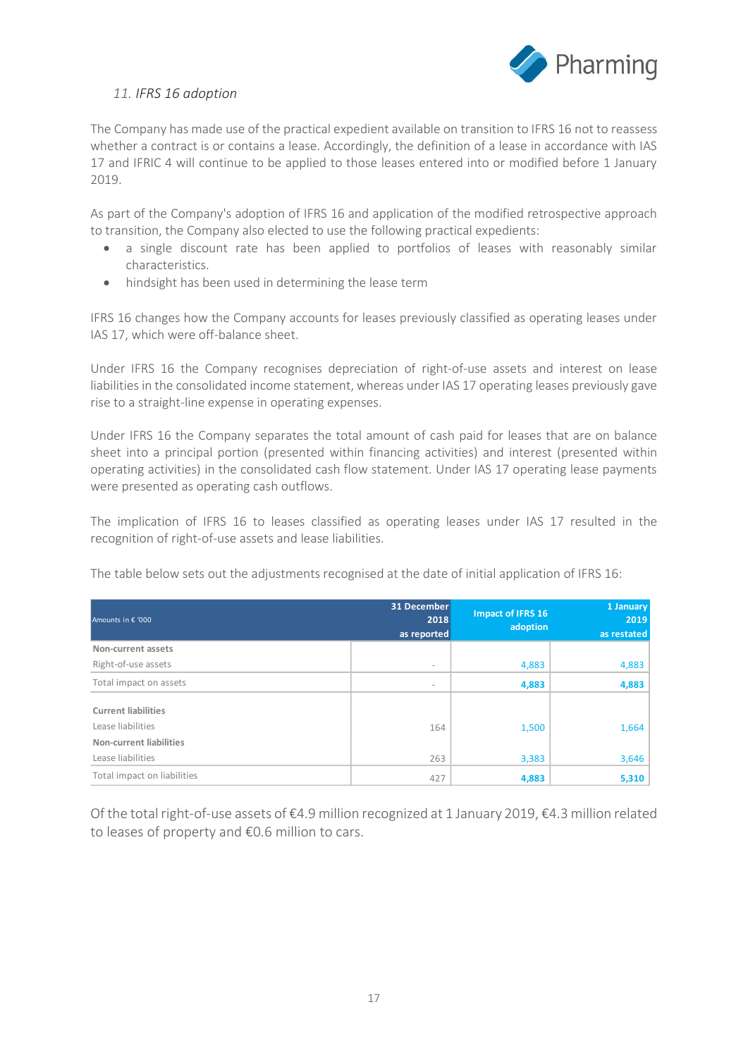### *11. IFRS 16 adoption*

The Company has made use of the practical expedient available on transition to IFRS 16 not to reassess whether a contract is or contains a lease. Accordingly, the definition of a lease in accordance with IAS 17 and IFRIC 4 will continue to be applied to those leases entered into or modified before 1 January 2019.

As part of the Company's adoption of IFRS 16 and application of the modified retrospective approach to transition, the Company also elected to use the following practical expedients:

- a single discount rate has been applied to portfolios of leases with reasonably similar characteristics.
- hindsight has been used in determining the lease term

IFRS 16 changes how the Company accounts for leases previously classified as operating leases under IAS 17, which were off-balance sheet.

Under IFRS 16 the Company recognises depreciation of right-of-use assets and interest on lease liabilities in the consolidated income statement, whereas under IAS 17 operating leases previously gave rise to a straight-line expense in operating expenses.

Under IFRS 16 the Company separates the total amount of cash paid for leases that are on balance sheet into a principal portion (presented within financing activities) and interest (presented within operating activities) in the consolidated cash flow statement. Under IAS 17 operating lease payments were presented as operating cash outflows.

The implication of IFRS 16 to leases classified as operating leases under IAS 17 resulted in the recognition of right-of-use assets and lease liabilities.

The table below sets out the adjustments recognised at the date of initial application of IFRS 16:

| Amounts in € '000 | 31 December 2018 as reported | Impact of IFRS 16 adoption | 1 January 2019 as restated |
|---|---|---|---|
| **Non-current assets** | | | |
| Right-of-use assets | - | 4,883 | 4,883 |
| Total impact on assets | - | **4,883** | **4,883** |
| **Current liabilities** | | | |
| Lease liabilities | 164 | 1,500 | 1,664 |
| **Non-current liabilities** | | | |
| Lease liabilities | 263 | 3,383 | 3,646 |
| Total impact on liabilities | 427 | **4,883** | **5,310** |

Of the total right-of-use assets of €4.9 million recognized at 1 January 2019, €4.3 million related to leases of property and €0.6 million to cars.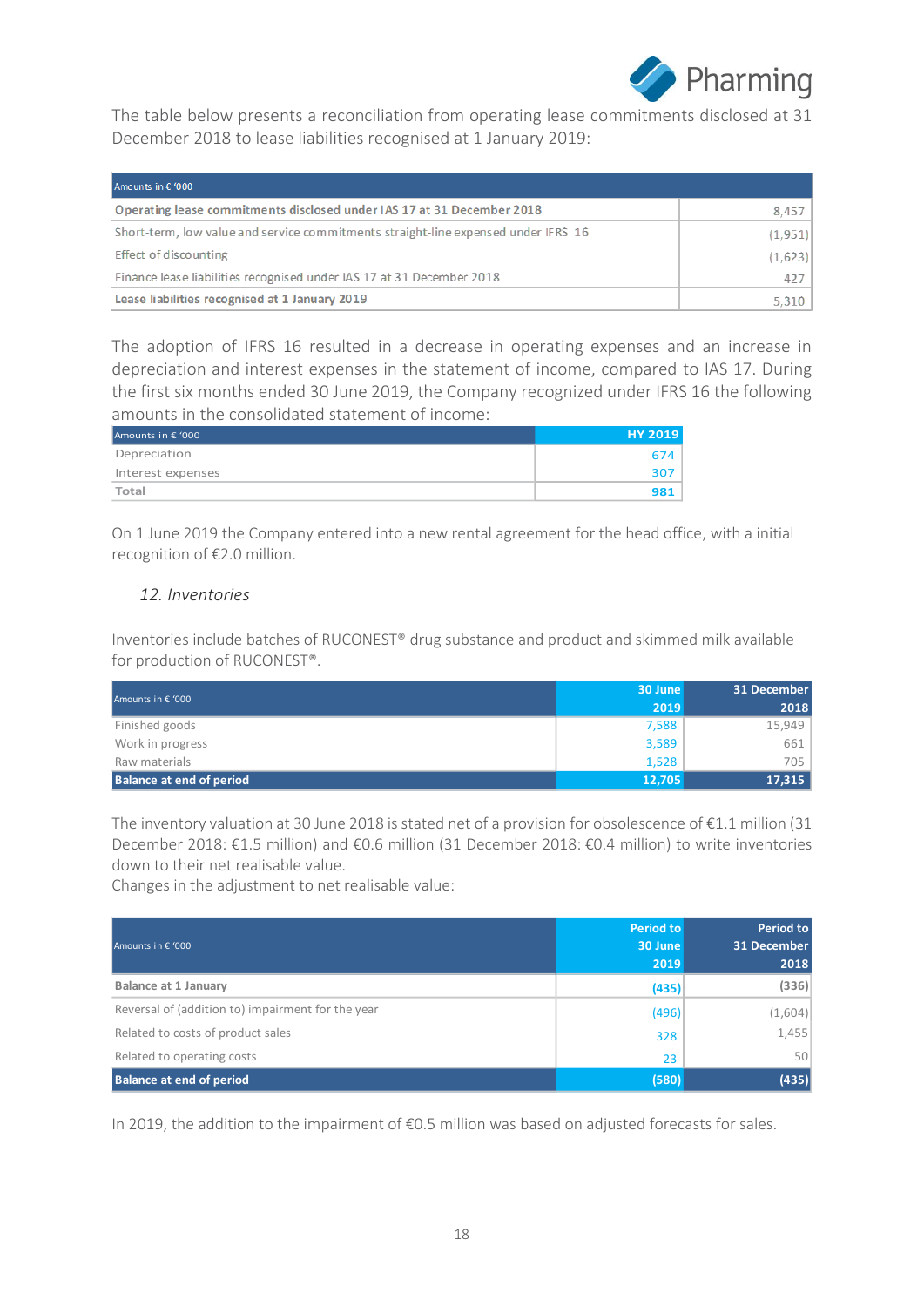The table below presents a reconciliation from operating lease commitments disclosed at 31 December 2018 to lease liabilities recognised at 1 January 2019:

| Amounts in € '000 | |
|---|---|
| **Operating lease commitments disclosed under IAS 17 at 31 December 2018** | 8,457 |
| Short-term, low value and service commitments straight-line expensed under IFRS 16 | (1,951) |
| Effect of discounting | (1,623) |
| Finance lease liabilities recognised under IAS 17 at 31 December 2018 | 427 |
| **Lease liabilities recognised at 1 January 2019** | 5,310 |

The adoption of IFRS 16 resulted in a decrease in operating expenses and an increase in depreciation and interest expenses in the statement of income, compared to IAS 17. During the first six months ended 30 June 2019, the Company recognized under IFRS 16 the following amounts in the consolidated statement of income:

| Amounts in € '000 | HY 2019 |
|---|---|
| Depreciation | 674 |
| Interest expenses | 307 |
| Total | 981 |

On 1 June 2019 the Company entered into a new rental agreement for the head office, with a initial recognition of €2.0 million.

### *12. Inventories*

Inventories include batches of RUCONEST® drug substance and product and skimmed milk available for production of RUCONEST®.

| Amounts in € '000 | 30 June 2019 | 31 December 2018 |
|---|---|---|
| Finished goods | 7,588 | 15,949 |
| Work in progress | 3,589 | 661 |
| Raw materials | 1,528 | 705 |
| **Balance at end of period** | **12,705** | **17,315** |

The inventory valuation at 30 June 2018 is stated net of a provision for obsolescence of €1.1 million (31 December 2018: €1.5 million) and €0.6 million (31 December 2018: €0.4 million) to write inventories down to their net realisable value.
Changes in the adjustment to net realisable value:

| Amounts in € '000 | Period to 30 June 2019 | Period to 31 December 2018 |
|---|---|---|
| **Balance at 1 January** | **(435)** | **(336)** |
| Reversal of (addition to) impairment for the year | (496) | (1,604) |
| Related to costs of product sales | 328 | 1,455 |
| Related to operating costs | 23 | 50 |
| **Balance at end of period** | **(580)** | **(435)** |

In 2019, the addition to the impairment of €0.5 million was based on adjusted forecasts for sales.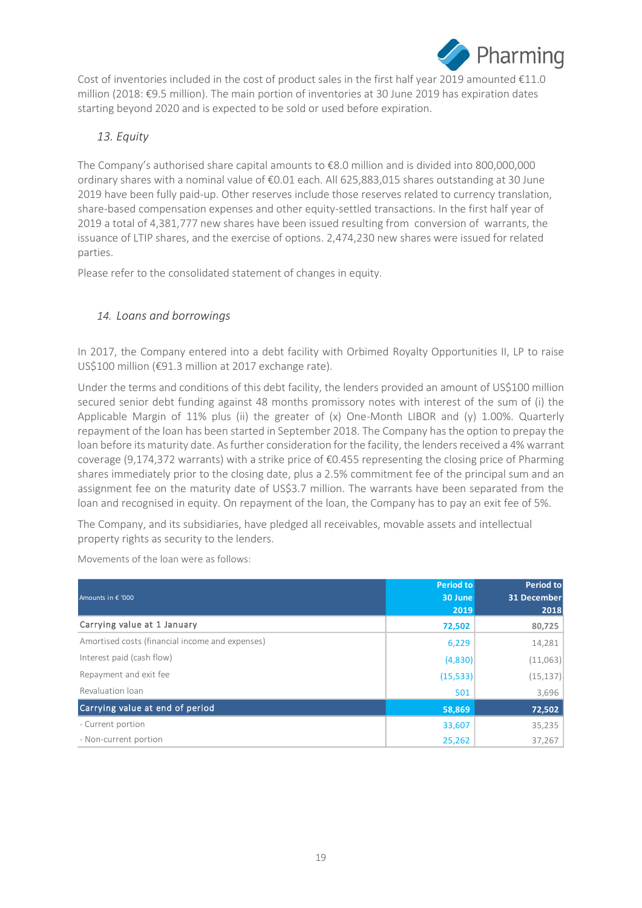Cost of inventories included in the cost of product sales in the first half year 2019 amounted €11.0 million (2018: €9.5 million). The main portion of inventories at 30 June 2019 has expiration dates starting beyond 2020 and is expected to be sold or used before expiration.

### *13. Equity*

The Company's authorised share capital amounts to €8.0 million and is divided into 800,000,000 ordinary shares with a nominal value of €0.01 each. All 625,883,015 shares outstanding at 30 June 2019 have been fully paid-up. Other reserves include those reserves related to currency translation, share-based compensation expenses and other equity-settled transactions. In the first half year of 2019 a total of 4,381,777 new shares have been issued resulting from conversion of warrants, the issuance of LTIP shares, and the exercise of options. 2,474,230 new shares were issued for related parties.

Please refer to the consolidated statement of changes in equity.

### *14. Loans and borrowings*

In 2017, the Company entered into a debt facility with Orbimed Royalty Opportunities II, LP to raise US$100 million (€91.3 million at 2017 exchange rate).

Under the terms and conditions of this debt facility, the lenders provided an amount of US$100 million secured senior debt funding against 48 months promissory notes with interest of the sum of (i) the Applicable Margin of 11% plus (ii) the greater of (x) One-Month LIBOR and (y) 1.00%. Quarterly repayment of the loan has been started in September 2018. The Company has the option to prepay the loan before its maturity date. As further consideration for the facility, the lenders received a 4% warrant coverage (9,174,372 warrants) with a strike price of €0.455 representing the closing price of Pharming shares immediately prior to the closing date, plus a 2.5% commitment fee of the principal sum and an assignment fee on the maturity date of US$3.7 million. The warrants have been separated from the loan and recognised in equity. On repayment of the loan, the Company has to pay an exit fee of 5%.

The Company, and its subsidiaries, have pledged all receivables, movable assets and intellectual property rights as security to the lenders.

Movements of the loan were as follows:

| Amounts in € '000 | Period to 30 June 2019 | Period to 31 December 2018 |
|---|---|---|
| Carrying value at 1 January | **72,502** | **80,725** |
| Amortised costs (financial income and expenses) | 6,229 | 14,281 |
| Interest paid (cash flow) | (4,830) | (11,063) |
| Repayment and exit fee | (15,533) | (15,137) |
| Revaluation loan | 501 | 3,696 |
| **Carrying value at end of period** | **58,869** | **72,502** |
| - Current portion | 33,607 | 35,235 |
| - Non-current portion | 25,262 | 37,267 |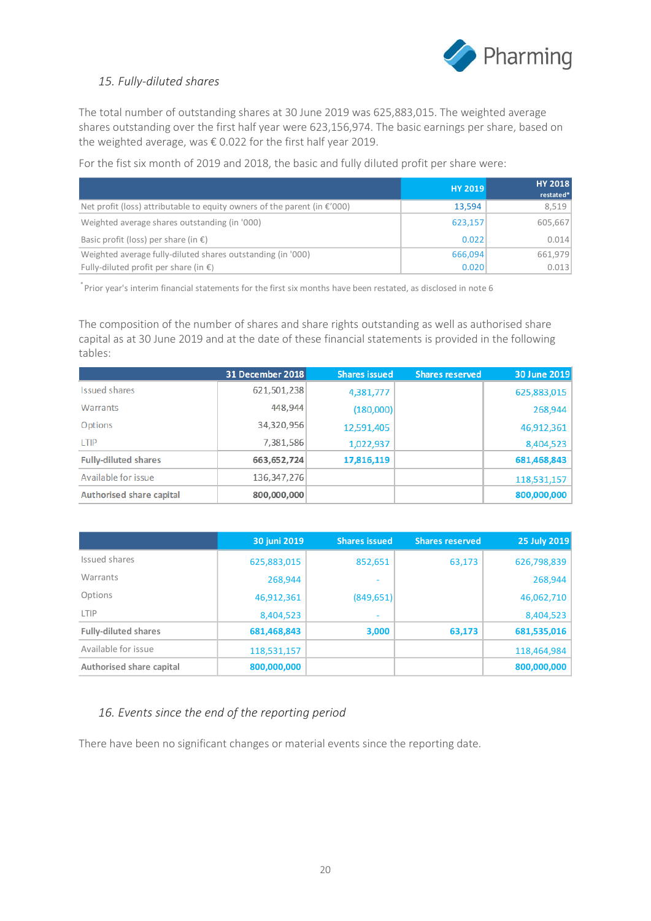## 15. Fully-diluted shares

The total number of outstanding shares at 30 June 2019 was 625,883,015. The weighted average shares outstanding over the first half year were 623,156,974. The basic earnings per share, based on the weighted average, was € 0.022 for the first half year 2019.

For the fist six month of 2019 and 2018, the basic and fully diluted profit per share were:

| | HY 2019 | HY 2018 restated* |
|---|---|---|
| Net profit (loss) attributable to equity owners of the parent (in €'000) | 13,594 | 8,519 |
| Weighted average shares outstanding (in '000) | 623,157 | 605,667 |
| Basic profit (loss) per share (in €) | 0.022 | 0.014 |
| Weighted average fully-diluted shares outstanding (in '000) | 666,094 | 661,979 |
| Fully-diluted profit per share (in €) | 0.020 | 0.013 |

* Prior year's interim financial statements for the first six months have been restated, as disclosed in note 6

The composition of the number of shares and share rights outstanding as well as authorised share capital as at 30 June 2019 and at the date of these financial statements is provided in the following tables:

| | 31 December 2018 | Shares issued | Shares reserved | 30 June 2019 |
|---|---|---|---|---|
| Issued shares | 621,501,238 | 4,381,777 | | 625,883,015 |
| Warrants | 448,944 | (180,000) | | 268,944 |
| Options | 34,320,956 | 12,591,405 | | 46,912,361 |
| LTIP | 7,381,586 | 1,022,937 | | 8,404,523 |
| **Fully-diluted shares** | **663,652,724** | **17,816,119** | | **681,468,843** |
| Available for issue | 136,347,276 | | | 118,531,157 |
| **Authorised share capital** | **800,000,000** | | | **800,000,000** |

| | 30 juni 2019 | Shares issued | Shares reserved | 25 July 2019 |
|---|---|---|---|---|
| Issued shares | 625,883,015 | 852,651 | 63,173 | 626,798,839 |
| Warrants | 268,944 | - | | 268,944 |
| Options | 46,912,361 | (849,651) | | 46,062,710 |
| LTIP | 8,404,523 | - | | 8,404,523 |
| **Fully-diluted shares** | **681,468,843** | **3,000** | **63,173** | **681,535,016** |
| Available for issue | 118,531,157 | | | 118,464,984 |
| **Authorised share capital** | **800,000,000** | | | **800,000,000** |

## 16. Events since the end of the reporting period

There have been no significant changes or material events since the reporting date.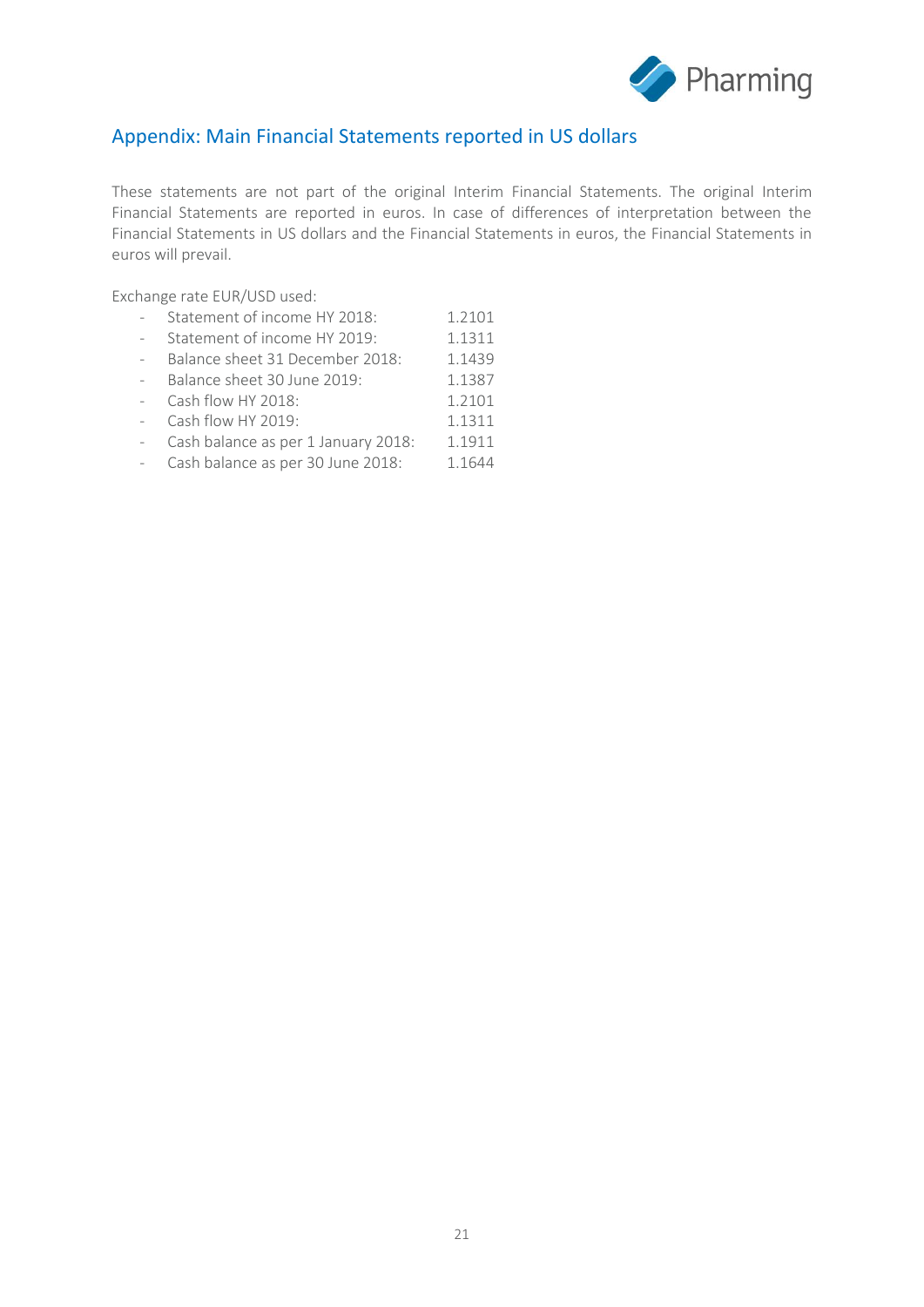## Appendix: Main Financial Statements reported in US dollars

These statements are not part of the original Interim Financial Statements. The original Interim Financial Statements are reported in euros. In case of differences of interpretation between the Financial Statements in US dollars and the Financial Statements in euros, the Financial Statements in euros will prevail.

Exchange rate EUR/USD used:

- Statement of income HY 2018: 1.2101
- Statement of income HY 2019: 1.1311
- Balance sheet 31 December 2018: 1.1439
- Balance sheet 30 June 2019: 1.1387
- Cash flow HY 2018: 1.2101
- Cash flow HY 2019: 1.1311
- Cash balance as per 1 January 2018: 1.1911
- Cash balance as per 30 June 2018: 1.1644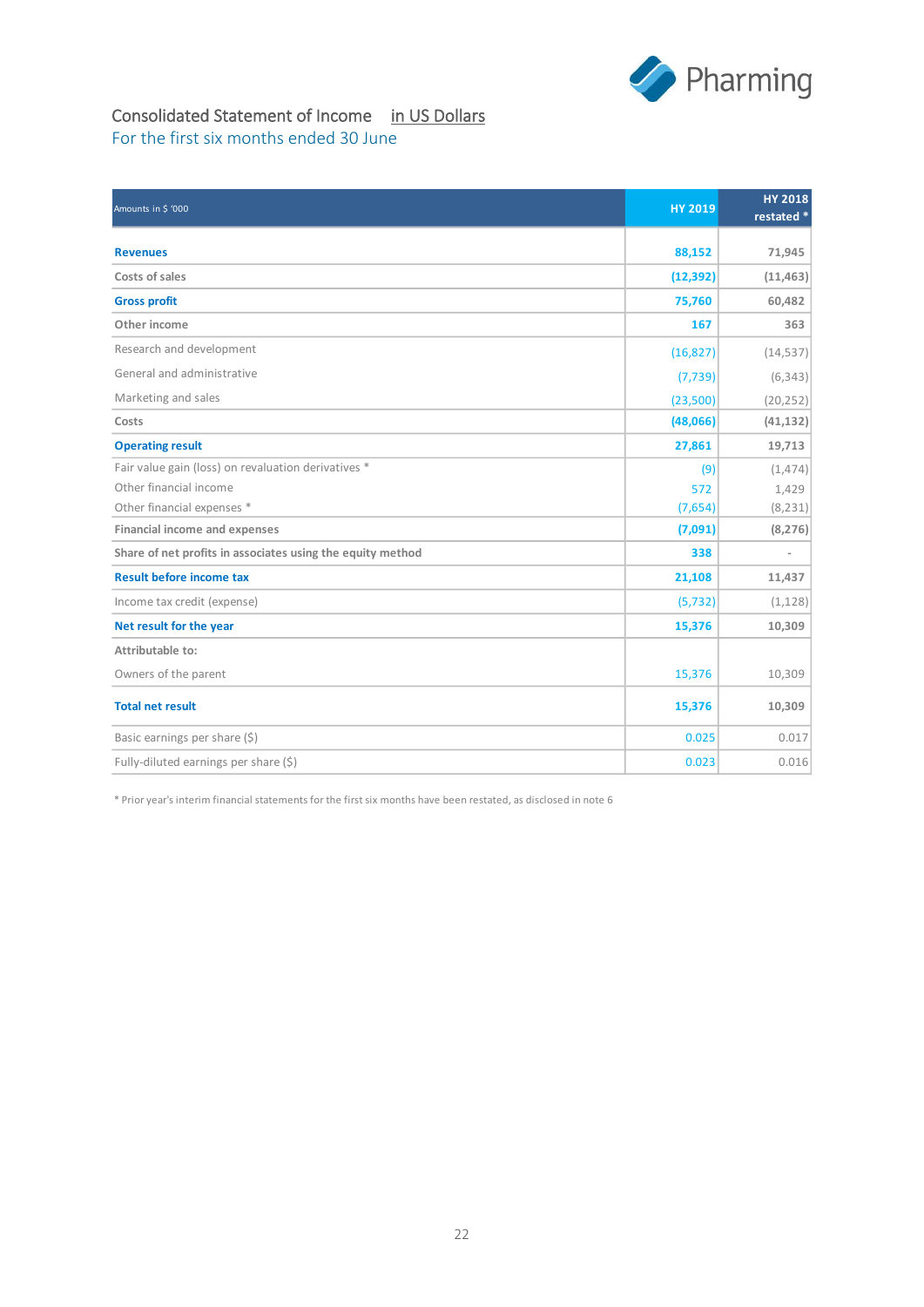# Consolidated Statement of Income in US Dollars

## For the first six months ended 30 June

| Amounts in $ '000 | HY 2019 | HY 2018 restated * |
|---|---|---|
| **Revenues** | **88,152** | **71,945** |
| Costs of sales | (12,392) | (11,463) |
| **Gross profit** | **75,760** | **60,482** |
| Other income | 167 | 363 |
| Research and development | (16,827) | (14,537) |
| General and administrative | (7,739) | (6,343) |
| Marketing and sales | (23,500) | (20,252) |
| Costs | (48,066) | (41,132) |
| **Operating result** | **27,861** | **19,713** |
| Fair value gain (loss) on revaluation derivatives * | (9) | (1,474) |
| Other financial income | 572 | 1,429 |
| Other financial expenses * | (7,654) | (8,231) |
| Financial income and expenses | (7,091) | (8,276) |
| Share of net profits in associates using the equity method | 338 | - |
| **Result before income tax** | **21,108** | **11,437** |
| Income tax credit (expense) | (5,732) | (1,128) |
| **Net result for the year** | **15,376** | **10,309** |
| Attributable to: | | |
| Owners of the parent | 15,376 | 10,309 |
| **Total net result** | **15,376** | **10,309** |
| Basic earnings per share ($) | 0.025 | 0.017 |
| Fully-diluted earnings per share ($) | 0.023 | 0.016 |

* Prior year's interim financial statements for the first six months have been restated, as disclosed in note 6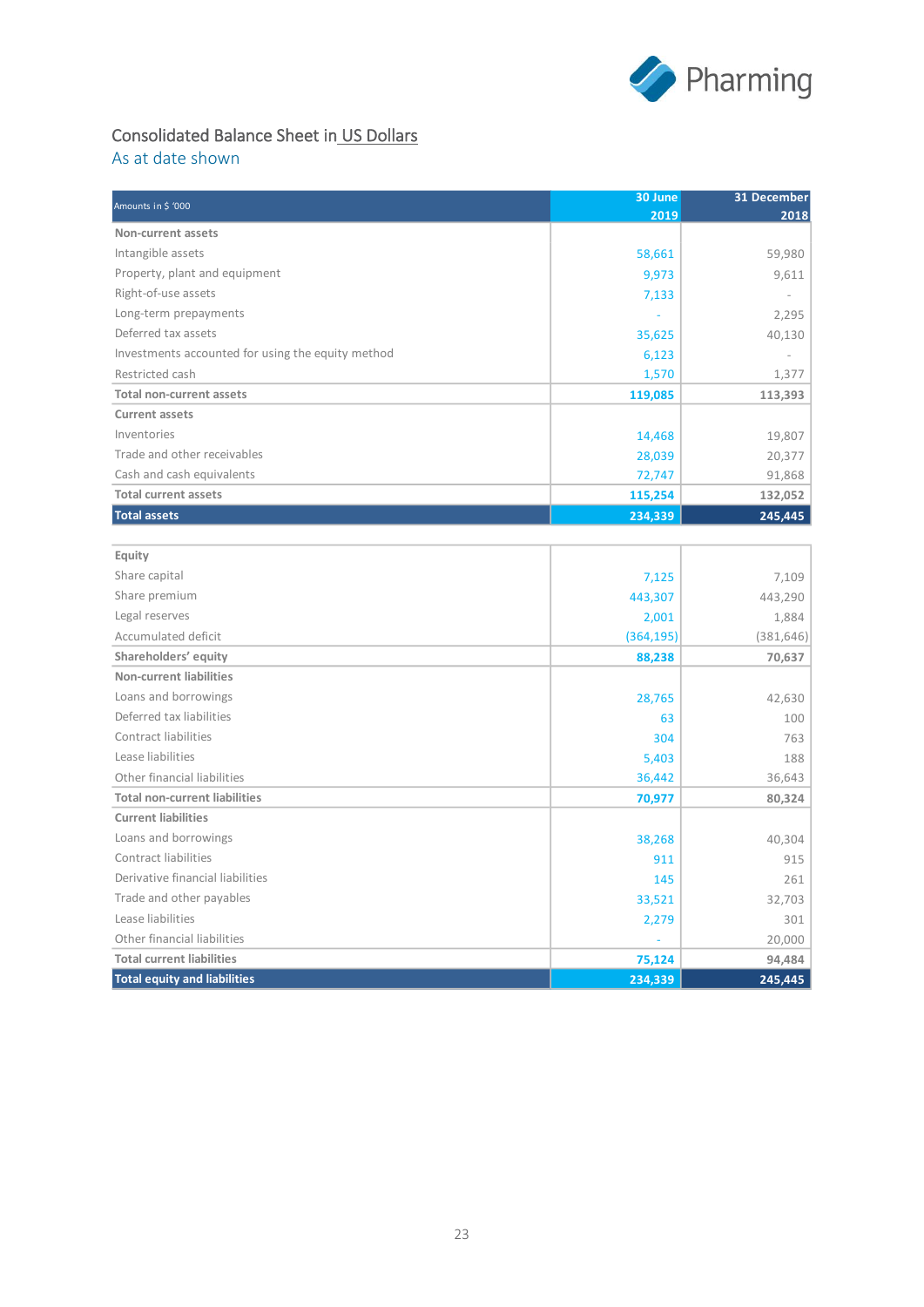# Consolidated Balance Sheet in US Dollars

## As at date shown

| Amounts in $ '000 | 30 June 2019 | 31 December 2018 |
|---|---|---|
| **Non-current assets** | | |
| Intangible assets | 58,661 | 59,980 |
| Property, plant and equipment | 9,973 | 9,611 |
| Right-of-use assets | 7,133 | - |
| Long-term prepayments | - | 2,295 |
| Deferred tax assets | 35,625 | 40,130 |
| Investments accounted for using the equity method | 6,123 | - |
| Restricted cash | 1,570 | 1,377 |
| **Total non-current assets** | **119,085** | **113,393** |
| **Current assets** | | |
| Inventories | 14,468 | 19,807 |
| Trade and other receivables | 28,039 | 20,377 |
| Cash and cash equivalents | 72,747 | 91,868 |
| **Total current assets** | **115,254** | **132,052** |
| **Total assets** | **234,339** | **245,445** |

| | 30 June 2019 | 31 December 2018 |
|---|---|---|
| **Equity** | | |
| Share capital | 7,125 | 7,109 |
| Share premium | 443,307 | 443,290 |
| Legal reserves | 2,001 | 1,884 |
| Accumulated deficit | (364,195) | (381,646) |
| **Shareholders' equity** | **88,238** | **70,637** |
| **Non-current liabilities** | | |
| Loans and borrowings | 28,765 | 42,630 |
| Deferred tax liabilities | 63 | 100 |
| Contract liabilities | 304 | 763 |
| Lease liabilities | 5,403 | 188 |
| Other financial liabilities | 36,442 | 36,643 |
| **Total non-current liabilities** | **70,977** | **80,324** |
| **Current liabilities** | | |
| Loans and borrowings | 38,268 | 40,304 |
| Contract liabilities | 911 | 915 |
| Derivative financial liabilities | 145 | 261 |
| Trade and other payables | 33,521 | 32,703 |
| Lease liabilities | 2,279 | 301 |
| Other financial liabilities | - | 20,000 |
| **Total current liabilities** | **75,124** | **94,484** |
| **Total equity and liabilities** | **234,339** | **245,445** |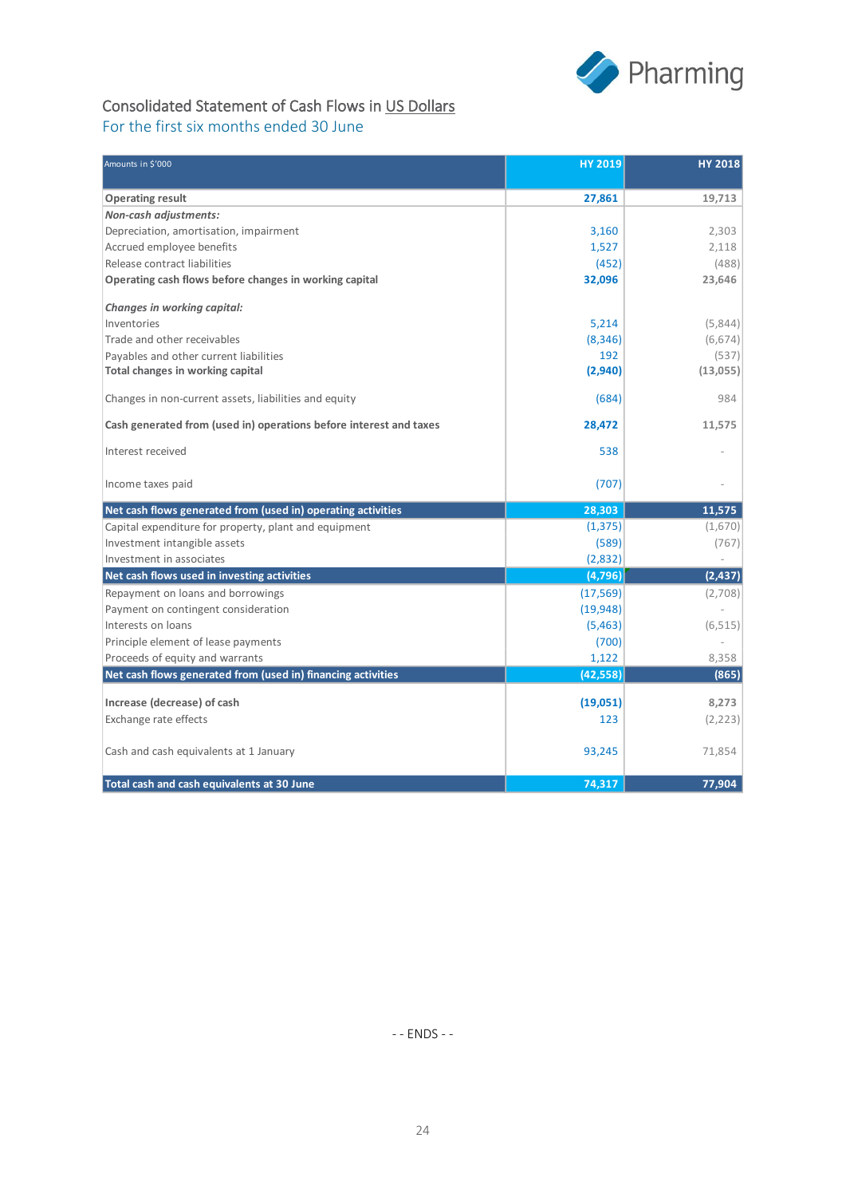Pharming

## Consolidated Statement of Cash Flows in US Dollars

For the first six months ended 30 June

| Amounts in $'000 | HY 2019 | HY 2018 |
|---|---|---|
| **Operating result** | **27,861** | **19,713** |
| ***Non-cash adjustments:*** | | |
| Depreciation, amortisation, impairment | 3,160 | 2,303 |
| Accrued employee benefits | 1,527 | 2,118 |
| Release contract liabilities | (452) | (488) |
| **Operating cash flows before changes in working capital** | **32,096** | **23,646** |
| ***Changes in working capital:*** | | |
| Inventories | 5,214 | (5,844) |
| Trade and other receivables | (8,346) | (6,674) |
| Payables and other current liabilities | 192 | (537) |
| **Total changes in working capital** | **(2,940)** | **(13,055)** |
| Changes in non-current assets, liabilities and equity | (684) | 984 |
| **Cash generated from (used in) operations before interest and taxes** | **28,472** | **11,575** |
| Interest received | 538 | - |
| Income taxes paid | (707) | - |
| **Net cash flows generated from (used in) operating activities** | **28,303** | **11,575** |
| Capital expenditure for property, plant and equipment | (1,375) | (1,670) |
| Investment intangible assets | (589) | (767) |
| Investment in associates | (2,832) | - |
| **Net cash flows used in investing activities** | **(4,796)** | **(2,437)** |
| Repayment on loans and borrowings | (17,569) | (2,708) |
| Payment on contingent consideration | (19,948) | - |
| Interests on loans | (5,463) | (6,515) |
| Principle element of lease payments | (700) | - |
| Proceeds of equity and warrants | 1,122 | 8,358 |
| **Net cash flows generated from (used in) financing activities** | **(42,558)** | **(865)** |
| **Increase (decrease) of cash** | **(19,051)** | **8,273** |
| Exchange rate effects | 123 | (2,223) |
| Cash and cash equivalents at 1 January | 93,245 | 71,854 |
| **Total cash and cash equivalents at 30 June** | **74,317** | **77,904** |

- - ENDS - -